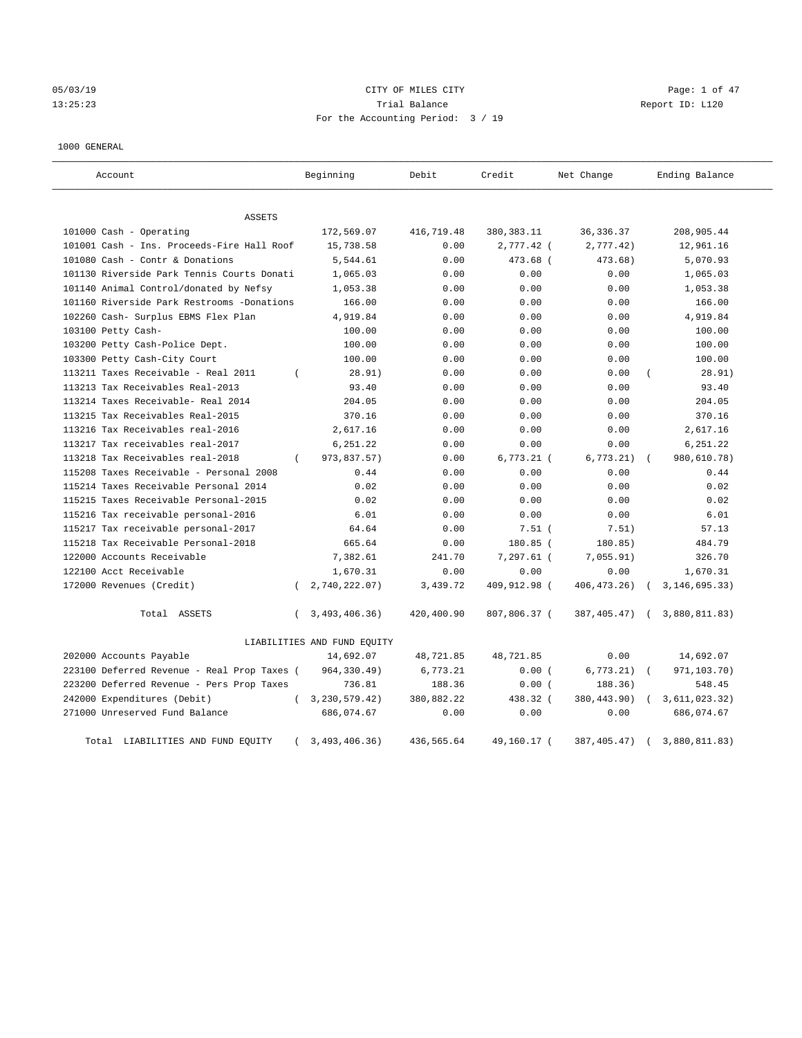05/03/19 CITY OF MILES CITY
13:25:23 Trial Balance Report ID: L120
For the Accounting Period: 3 / 19

1000 GENERAL

| Account | Beginning | Debit | Credit | Net Change | Ending Balance |
|---|---|---|---|---|---|
| ASSETS | | | | | |
| 101000 Cash - Operating | 172,569.07 | 416,719.48 | 380,383.11 | 36,336.37 | 208,905.44 |
| 101001 Cash - Ins. Proceeds-Fire Hall Roof | 15,738.58 | 0.00 | 2,777.42 | ( 2,777.42) | 12,961.16 |
| 101080 Cash - Contr & Donations | 5,544.61 | 0.00 | 473.68 | ( 473.68) | 5,070.93 |
| 101130 Riverside Park Tennis Courts Donati | 1,065.03 | 0.00 | 0.00 | 0.00 | 1,065.03 |
| 101140 Animal Control/donated by Nefsy | 1,053.38 | 0.00 | 0.00 | 0.00 | 1,053.38 |
| 101160 Riverside Park Restrooms -Donations | 166.00 | 0.00 | 0.00 | 0.00 | 166.00 |
| 102260 Cash- Surplus EBMS Flex Plan | 4,919.84 | 0.00 | 0.00 | 0.00 | 4,919.84 |
| 103100 Petty Cash- | 100.00 | 0.00 | 0.00 | 0.00 | 100.00 |
| 103200 Petty Cash-Police Dept. | 100.00 | 0.00 | 0.00 | 0.00 | 100.00 |
| 103300 Petty Cash-City Court | 100.00 | 0.00 | 0.00 | 0.00 | 100.00 |
| 113211 Taxes Receivable - Real 2011 | ( 28.91) | 0.00 | 0.00 | 0.00 | ( 28.91) |
| 113213 Tax Receivables Real-2013 | 93.40 | 0.00 | 0.00 | 0.00 | 93.40 |
| 113214 Taxes Receivable- Real 2014 | 204.05 | 0.00 | 0.00 | 0.00 | 204.05 |
| 113215 Tax Receivables Real-2015 | 370.16 | 0.00 | 0.00 | 0.00 | 370.16 |
| 113216 Tax Receivables real-2016 | 2,617.16 | 0.00 | 0.00 | 0.00 | 2,617.16 |
| 113217 Tax receivables real-2017 | 6,251.22 | 0.00 | 0.00 | 0.00 | 6,251.22 |
| 113218 Tax Receivables real-2018 | ( 973,837.57) | 0.00 | 6,773.21 | ( 6,773.21) | ( 980,610.78) |
| 115208 Taxes Receivable - Personal 2008 | 0.44 | 0.00 | 0.00 | 0.00 | 0.44 |
| 115214 Taxes Receivable Personal 2014 | 0.02 | 0.00 | 0.00 | 0.00 | 0.02 |
| 115215 Taxes Receivable Personal-2015 | 0.02 | 0.00 | 0.00 | 0.00 | 0.02 |
| 115216 Tax receivable personal-2016 | 6.01 | 0.00 | 0.00 | 0.00 | 6.01 |
| 115217 Tax receivable personal-2017 | 64.64 | 0.00 | 7.51 | ( 7.51) | 57.13 |
| 115218 Tax Receivable Personal-2018 | 665.64 | 0.00 | 180.85 | ( 180.85) | 484.79 |
| 122000 Accounts Receivable | 7,382.61 | 241.70 | 7,297.61 | ( 7,055.91) | 326.70 |
| 122100 Acct Receivable | 1,670.31 | 0.00 | 0.00 | 0.00 | 1,670.31 |
| 172000 Revenues (Credit) | ( 2,740,222.07) | 3,439.72 | 409,912.98 | ( 406,473.26) | ( 3,146,695.33) |
| Total ASSETS | ( 3,493,406.36) | 420,400.90 | 807,806.37 | ( 387,405.47) | ( 3,880,811.83) |
| LIABILITIES AND FUND EQUITY | | | | | |
| 202000 Accounts Payable | 14,692.07 | 48,721.85 | 48,721.85 | 0.00 | 14,692.07 |
| 223100 Deferred Revenue - Real Prop Taxes | ( 964,330.49) | 6,773.21 | 0.00 | ( 6,773.21) | ( 971,103.70) |
| 223200 Deferred Revenue - Pers Prop Taxes | 736.81 | 188.36 | 0.00 | ( 188.36) | 548.45 |
| 242000 Expenditures (Debit) | ( 3,230,579.42) | 380,882.22 | 438.32 | ( 380,443.90) | ( 3,611,023.32) |
| 271000 Unreserved Fund Balance | 686,074.67 | 0.00 | 0.00 | 0.00 | 686,074.67 |
| Total LIABILITIES AND FUND EQUITY | ( 3,493,406.36) | 436,565.64 | 49,160.17 | ( 387,405.47) | ( 3,880,811.83) |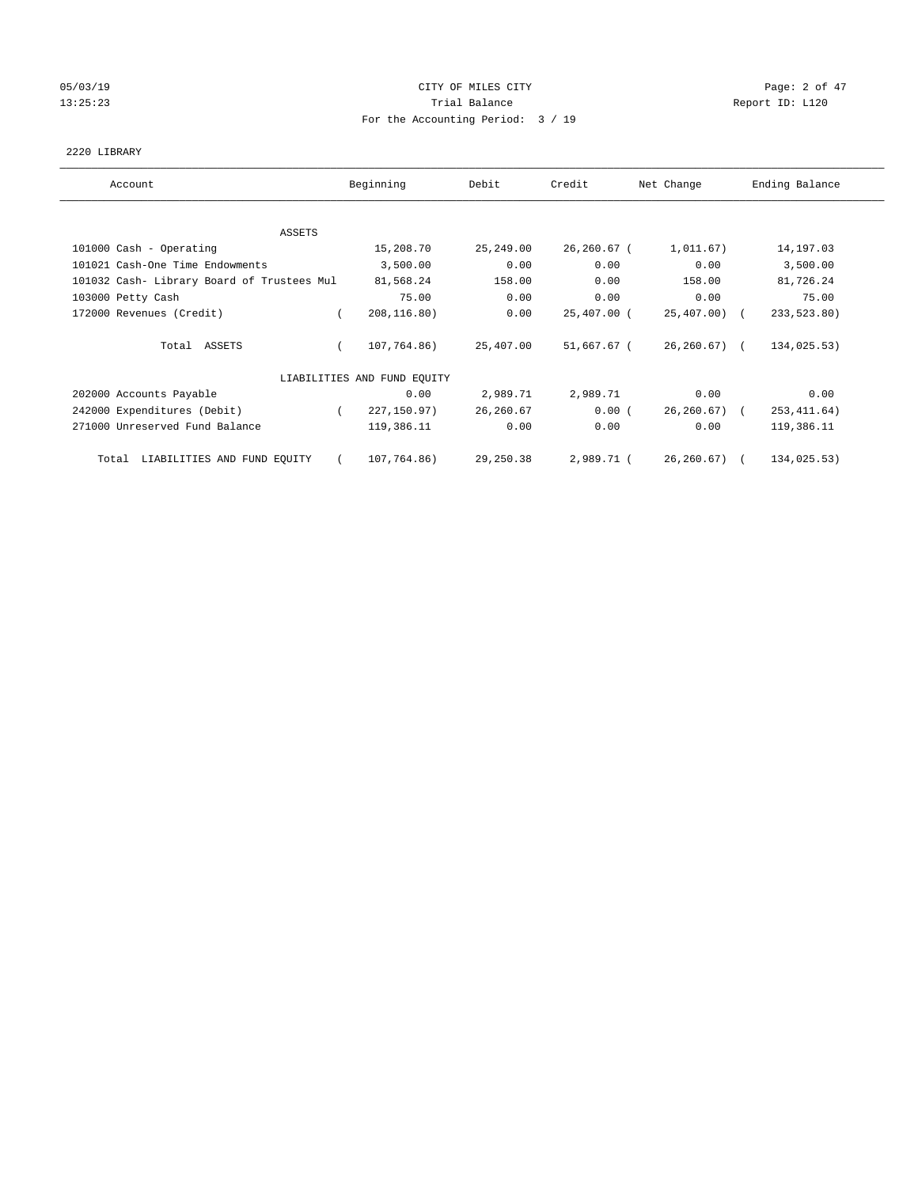05/03/19 CITY OF MILES CITY
13:25:23 Trial Balance Report ID: L120
For the Accounting Period: 3 / 19

2220 LIBRARY

| Account | Beginning | Debit | Credit | Net Change | Ending Balance |
|---|---|---|---|---|---|
| ASSETS | | | | | |
| 101000 Cash - Operating | 15,208.70 | 25,249.00 | 26,260.67 | ( 1,011.67) | 14,197.03 |
| 101021 Cash-One Time Endowments | 3,500.00 | 0.00 | 0.00 | 0.00 | 3,500.00 |
| 101032 Cash- Library Board of Trustees Mul | 81,568.24 | 158.00 | 0.00 | 158.00 | 81,726.24 |
| 103000 Petty Cash | 75.00 | 0.00 | 0.00 | 0.00 | 75.00 |
| 172000 Revenues (Credit) | ( 208,116.80) | 0.00 | 25,407.00 | ( 25,407.00) | ( 233,523.80) |
| Total ASSETS | ( 107,764.86) | 25,407.00 | 51,667.67 | ( 26,260.67) | ( 134,025.53) |
| LIABILITIES AND FUND EQUITY | | | | | |
| 202000 Accounts Payable | 0.00 | 2,989.71 | 2,989.71 | 0.00 | 0.00 |
| 242000 Expenditures (Debit) | ( 227,150.97) | 26,260.67 | 0.00 | ( 26,260.67) | ( 253,411.64) |
| 271000 Unreserved Fund Balance | 119,386.11 | 0.00 | 0.00 | 0.00 | 119,386.11 |
| Total LIABILITIES AND FUND EQUITY | ( 107,764.86) | 29,250.38 | 2,989.71 | ( 26,260.67) | ( 134,025.53) |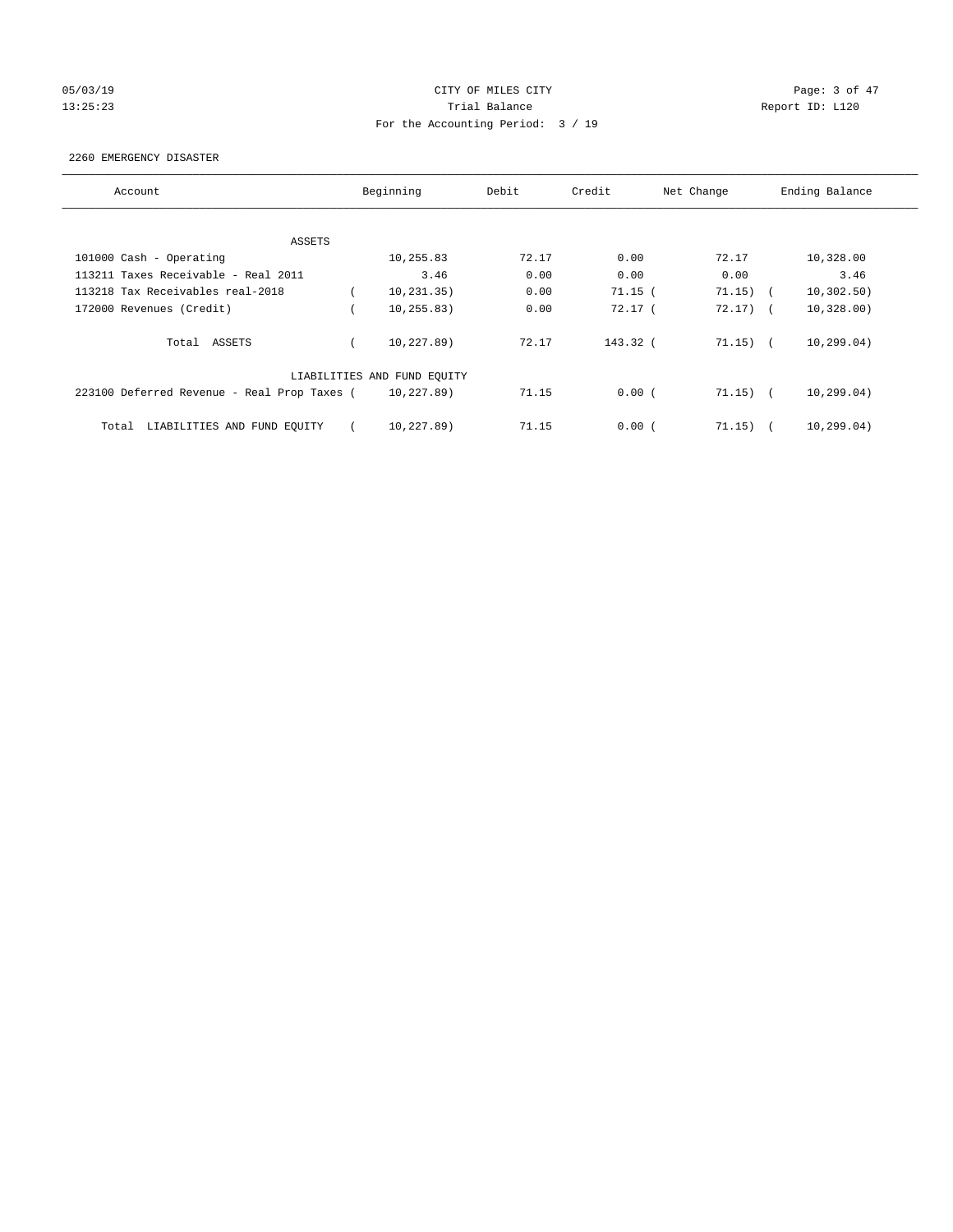CITY OF MILES CITY
Trial Balance
For the Accounting Period: 3 / 19

05/03/19
13:25:23

Report ID: L120

2260 EMERGENCY DISASTER

| Account | Beginning | Debit | Credit | Net Change | Ending Balance |
|---|---|---|---|---|---|
| ASSETS | | | | | |
| 101000 Cash - Operating | 10,255.83 | 72.17 | 0.00 | 72.17 | 10,328.00 |
| 113211 Taxes Receivable - Real 2011 | 3.46 | 0.00 | 0.00 | 0.00 | 3.46 |
| 113218 Tax Receivables real-2018 | ( 10,231.35) | 0.00 | 71.15 | ( 71.15) | ( 10,302.50) |
| 172000 Revenues (Credit) | ( 10,255.83) | 0.00 | 72.17 | ( 72.17) | ( 10,328.00) |
| Total ASSETS | ( 10,227.89) | 72.17 | 143.32 | ( 71.15) | ( 10,299.04) |
| LIABILITIES AND FUND EQUITY | | | | | |
| 223100 Deferred Revenue - Real Prop Taxes | ( 10,227.89) | 71.15 | 0.00 | ( 71.15) | ( 10,299.04) |
| Total LIABILITIES AND FUND EQUITY | ( 10,227.89) | 71.15 | 0.00 | ( 71.15) | ( 10,299.04) |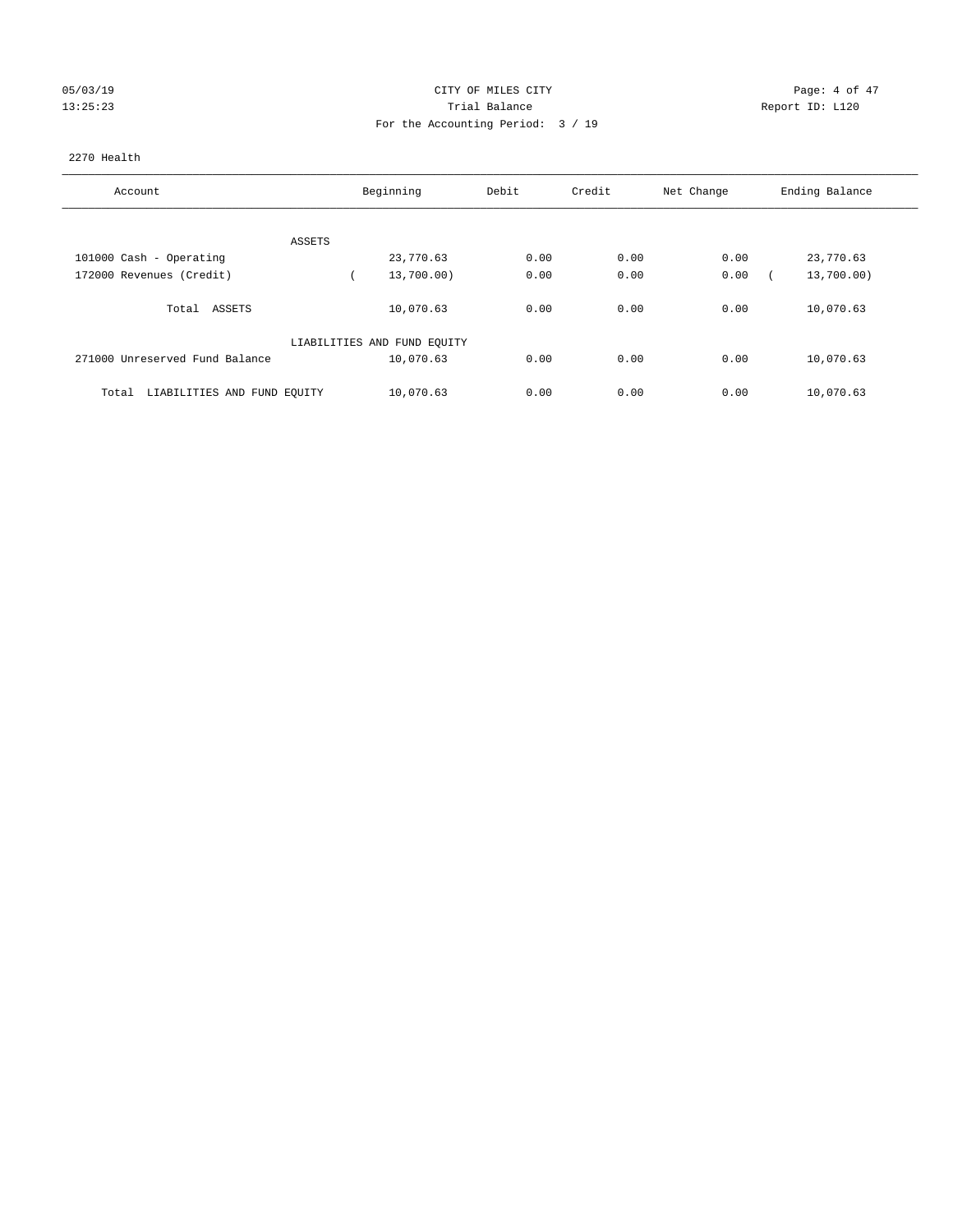05/03/19 CITY OF MILES CITY
13:25:23 Trial Balance Report ID: L120
For the Accounting Period: 3 / 19

2270 Health

| Account | Beginning | Debit | Credit | Net Change | Ending Balance |
|---|---|---|---|---|---|
| ASSETS | | | | | |
| 101000 Cash - Operating | 23,770.63 | 0.00 | 0.00 | 0.00 | 23,770.63 |
| 172000 Revenues (Credit) | ( 13,700.00) | 0.00 | 0.00 | 0.00 | ( 13,700.00) |
| Total ASSETS | 10,070.63 | 0.00 | 0.00 | 0.00 | 10,070.63 |
| LIABILITIES AND FUND EQUITY | | | | | |
| 271000 Unreserved Fund Balance | 10,070.63 | 0.00 | 0.00 | 0.00 | 10,070.63 |
| Total LIABILITIES AND FUND EQUITY | 10,070.63 | 0.00 | 0.00 | 0.00 | 10,070.63 |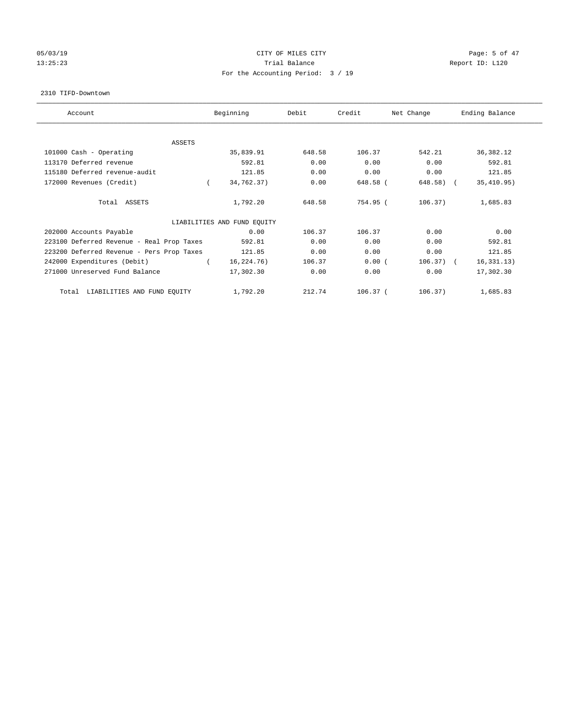CITY OF MILES CITY
Trial Balance
For the Accounting Period: 3 / 19

05/03/19
13:25:23

Report ID: L120

2310 TIFD-Downtown

| Account | Beginning | Debit | Credit | Net Change | Ending Balance |
|---|---|---|---|---|---|
| ASSETS | | | | | |
| 101000 Cash - Operating | 35,839.91 | 648.58 | 106.37 | 542.21 | 36,382.12 |
| 113170 Deferred revenue | 592.81 | 0.00 | 0.00 | 0.00 | 592.81 |
| 115180 Deferred revenue-audit | 121.85 | 0.00 | 0.00 | 0.00 | 121.85 |
| 172000 Revenues (Credit) | ( 34,762.37) | 0.00 | 648.58 | ( 648.58) | ( 35,410.95) |
| Total ASSETS | 1,792.20 | 648.58 | 754.95 | ( 106.37) | 1,685.83 |
| LIABILITIES AND FUND EQUITY | | | | | |
| 202000 Accounts Payable | 0.00 | 106.37 | 106.37 | 0.00 | 0.00 |
| 223100 Deferred Revenue - Real Prop Taxes | 592.81 | 0.00 | 0.00 | 0.00 | 592.81 |
| 223200 Deferred Revenue - Pers Prop Taxes | 121.85 | 0.00 | 0.00 | 0.00 | 121.85 |
| 242000 Expenditures (Debit) | ( 16,224.76) | 106.37 | 0.00 | ( 106.37) | ( 16,331.13) |
| 271000 Unreserved Fund Balance | 17,302.30 | 0.00 | 0.00 | 0.00 | 17,302.30 |
| Total LIABILITIES AND FUND EQUITY | 1,792.20 | 212.74 | 106.37 | ( 106.37) | 1,685.83 |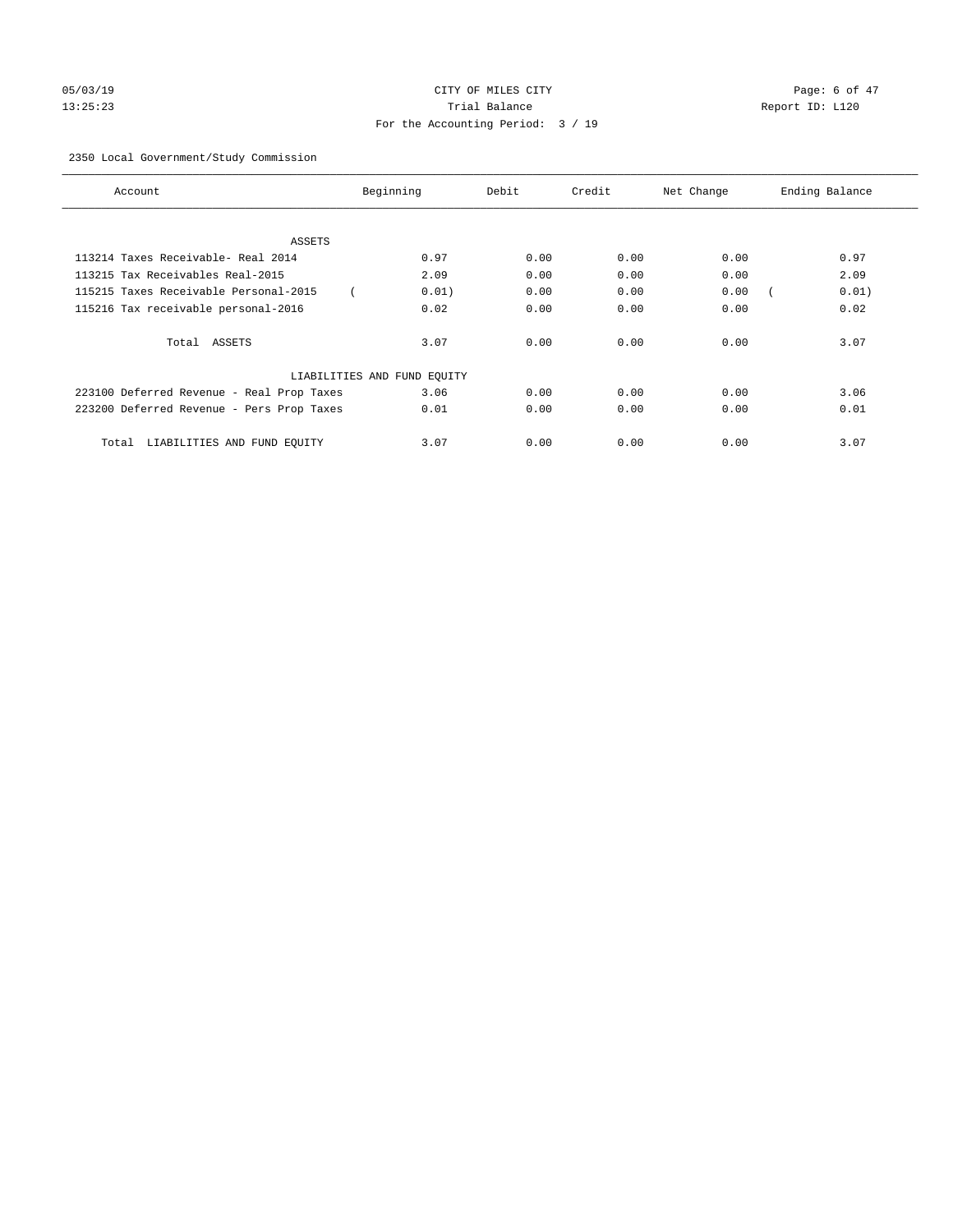05/03/19 CITY OF MILES CITY
13:25:23 Trial Balance Report ID: L120
For the Accounting Period: 3 / 19

2350 Local Government/Study Commission

| Account | Beginning | Debit | Credit | Net Change | Ending Balance |
|---|---|---|---|---|---|
| ASSETS | | | | | |
| 113214 Taxes Receivable- Real 2014 | 0.97 | 0.00 | 0.00 | 0.00 | 0.97 |
| 113215 Tax Receivables Real-2015 | 2.09 | 0.00 | 0.00 | 0.00 | 2.09 |
| 115215 Taxes Receivable Personal-2015 | ( 0.01) | 0.00 | 0.00 | 0.00 | ( 0.01) |
| 115216 Tax receivable personal-2016 | 0.02 | 0.00 | 0.00 | 0.00 | 0.02 |
| Total ASSETS | 3.07 | 0.00 | 0.00 | 0.00 | 3.07 |
| LIABILITIES AND FUND EQUITY | | | | | |
| 223100 Deferred Revenue - Real Prop Taxes | 3.06 | 0.00 | 0.00 | 0.00 | 3.06 |
| 223200 Deferred Revenue - Pers Prop Taxes | 0.01 | 0.00 | 0.00 | 0.00 | 0.01 |
| Total LIABILITIES AND FUND EQUITY | 3.07 | 0.00 | 0.00 | 0.00 | 3.07 |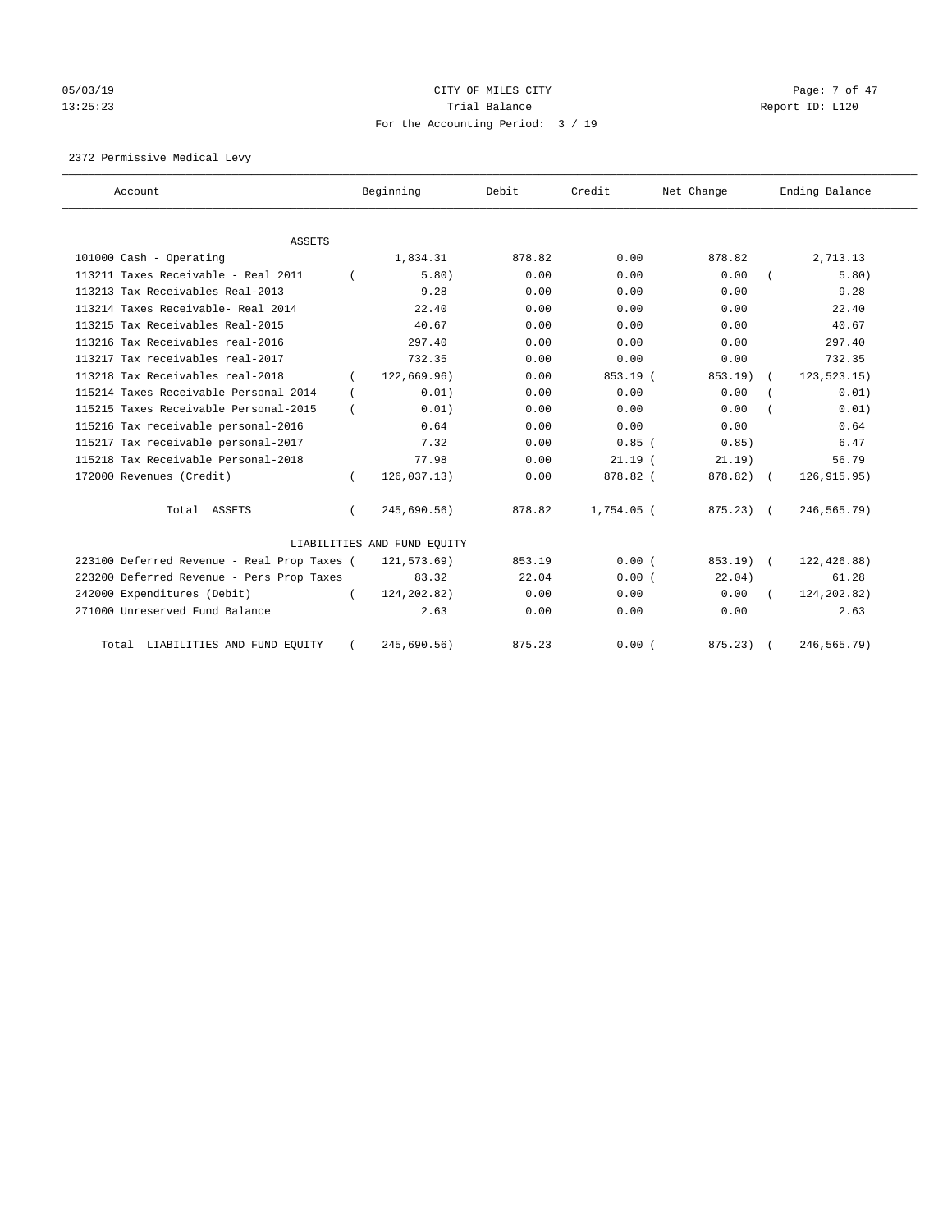05/03/19 CITY OF MILES CITY
13:25:23 Trial Balance Report ID: L120
For the Accounting Period: 3 / 19

2372 Permissive Medical Levy

| Account | Beginning | Debit | Credit | Net Change | Ending Balance |
|---|---|---|---|---|---|
| ASSETS | | | | | |
| 101000 Cash - Operating | 1,834.31 | 878.82 | 0.00 | 878.82 | 2,713.13 |
| 113211 Taxes Receivable - Real 2011 | ( 5.80) | 0.00 | 0.00 | 0.00 | ( 5.80) |
| 113213 Tax Receivables Real-2013 | 9.28 | 0.00 | 0.00 | 0.00 | 9.28 |
| 113214 Taxes Receivable- Real 2014 | 22.40 | 0.00 | 0.00 | 0.00 | 22.40 |
| 113215 Tax Receivables Real-2015 | 40.67 | 0.00 | 0.00 | 0.00 | 40.67 |
| 113216 Tax Receivables real-2016 | 297.40 | 0.00 | 0.00 | 0.00 | 297.40 |
| 113217 Tax receivables real-2017 | 732.35 | 0.00 | 0.00 | 0.00 | 732.35 |
| 113218 Tax Receivables real-2018 | ( 122,669.96) | 0.00 | 853.19 | ( 853.19) | ( 123,523.15) |
| 115214 Taxes Receivable Personal 2014 | ( 0.01) | 0.00 | 0.00 | 0.00 | ( 0.01) |
| 115215 Taxes Receivable Personal-2015 | ( 0.01) | 0.00 | 0.00 | 0.00 | ( 0.01) |
| 115216 Tax receivable personal-2016 | 0.64 | 0.00 | 0.00 | 0.00 | 0.64 |
| 115217 Tax receivable personal-2017 | 7.32 | 0.00 | 0.85 | ( 0.85) | 6.47 |
| 115218 Tax Receivable Personal-2018 | 77.98 | 0.00 | 21.19 | ( 21.19) | 56.79 |
| 172000 Revenues (Credit) | ( 126,037.13) | 0.00 | 878.82 | ( 878.82) | ( 126,915.95) |
| Total ASSETS | ( 245,690.56) | 878.82 | 1,754.05 | ( 875.23) | ( 246,565.79) |
| LIABILITIES AND FUND EQUITY | | | | | |
| 223100 Deferred Revenue - Real Prop Taxes | ( 121,573.69) | 853.19 | 0.00 | ( 853.19) | ( 122,426.88) |
| 223200 Deferred Revenue - Pers Prop Taxes | 83.32 | 22.04 | 0.00 | ( 22.04) | 61.28 |
| 242000 Expenditures (Debit) | ( 124,202.82) | 0.00 | 0.00 | 0.00 | ( 124,202.82) |
| 271000 Unreserved Fund Balance | 2.63 | 0.00 | 0.00 | 0.00 | 2.63 |
| Total LIABILITIES AND FUND EQUITY | ( 245,690.56) | 875.23 | 0.00 | ( 875.23) | ( 246,565.79) |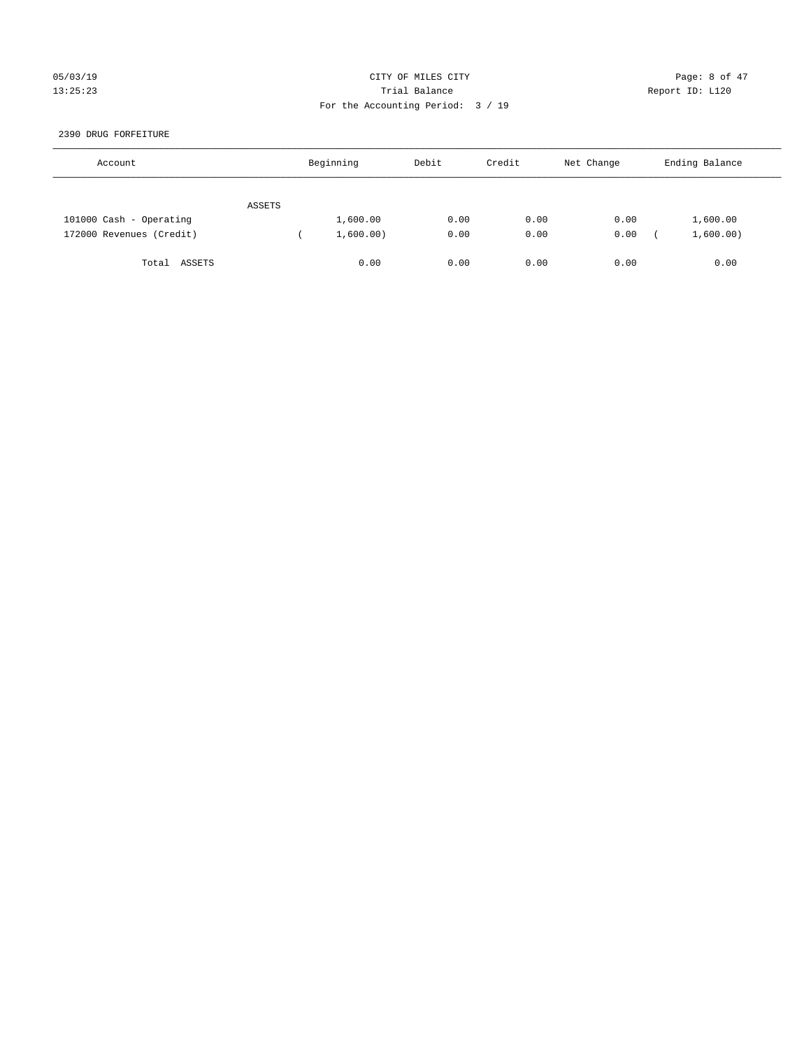CITY OF MILES CITY
Trial Balance
For the Accounting Period: 3 / 19

05/03/19
13:25:23

Report ID: L120

2390 DRUG FORFEITURE

| Account | Beginning | Debit | Credit | Net Change | Ending Balance |
|---|---|---|---|---|---|
| ASSETS | | | | | |
| 101000 Cash - Operating | 1,600.00 | 0.00 | 0.00 | 0.00 | 1,600.00 |
| 172000 Revenues (Credit) | ( 1,600.00) | 0.00 | 0.00 | 0.00 | ( 1,600.00) |
| Total ASSETS | 0.00 | 0.00 | 0.00 | 0.00 | 0.00 |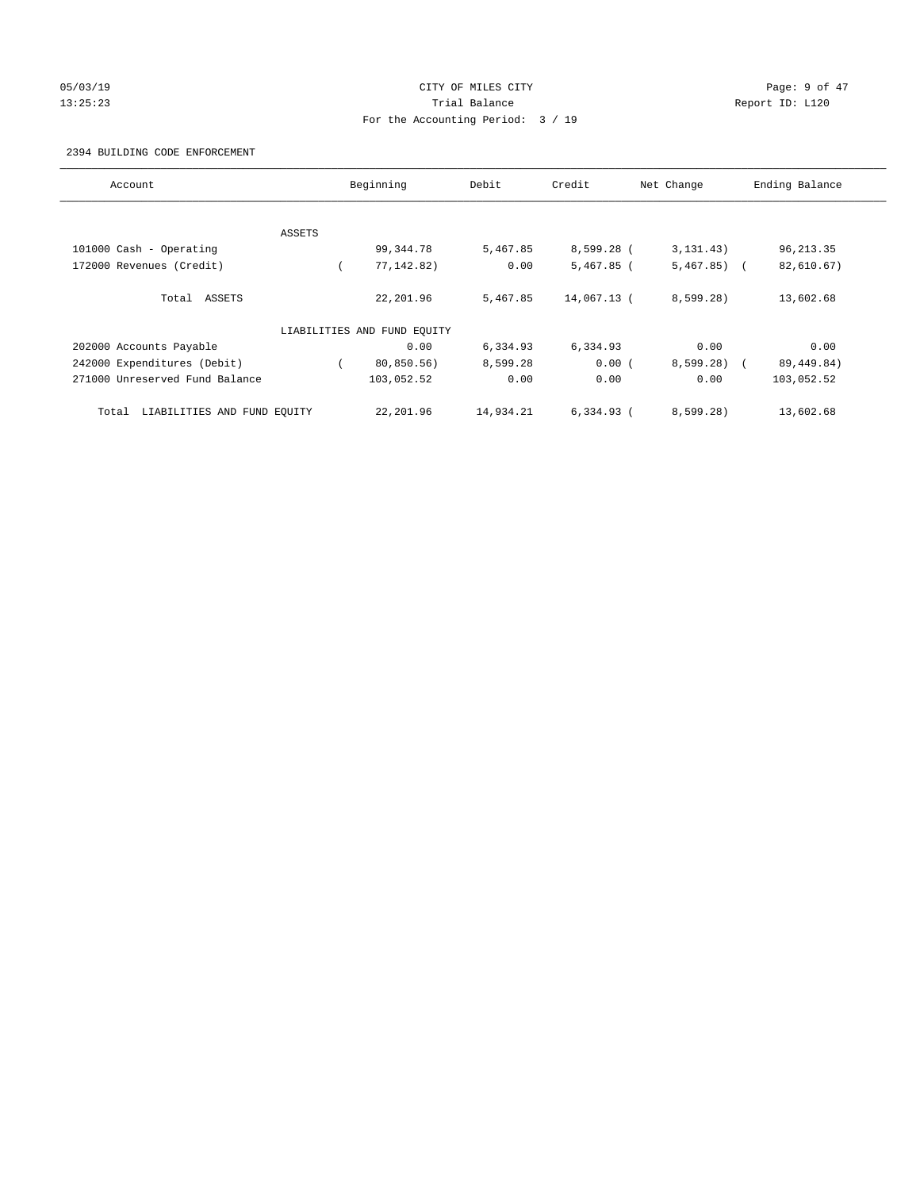CITY OF MILES CITY
Trial Balance
For the Accounting Period: 3 / 19

05/03/19
13:25:23

Report ID: L120

2394 BUILDING CODE ENFORCEMENT

| Account | Beginning | Debit | Credit | Net Change | Ending Balance |
|---|---|---|---|---|---|
| ASSETS | | | | | |
| 101000 Cash - Operating | 99,344.78 | 5,467.85 | 8,599.28 | ( 3,131.43) | 96,213.35 |
| 172000 Revenues (Credit) | ( 77,142.82) | 0.00 | 5,467.85 | ( 5,467.85) | ( 82,610.67) |
| Total ASSETS | 22,201.96 | 5,467.85 | 14,067.13 | ( 8,599.28) | 13,602.68 |
| LIABILITIES AND FUND EQUITY | | | | | |
| 202000 Accounts Payable | 0.00 | 6,334.93 | 6,334.93 | 0.00 | 0.00 |
| 242000 Expenditures (Debit) | ( 80,850.56) | 8,599.28 | 0.00 | ( 8,599.28) | ( 89,449.84) |
| 271000 Unreserved Fund Balance | 103,052.52 | 0.00 | 0.00 | 0.00 | 103,052.52 |
| Total LIABILITIES AND FUND EQUITY | 22,201.96 | 14,934.21 | 6,334.93 | ( 8,599.28) | 13,602.68 |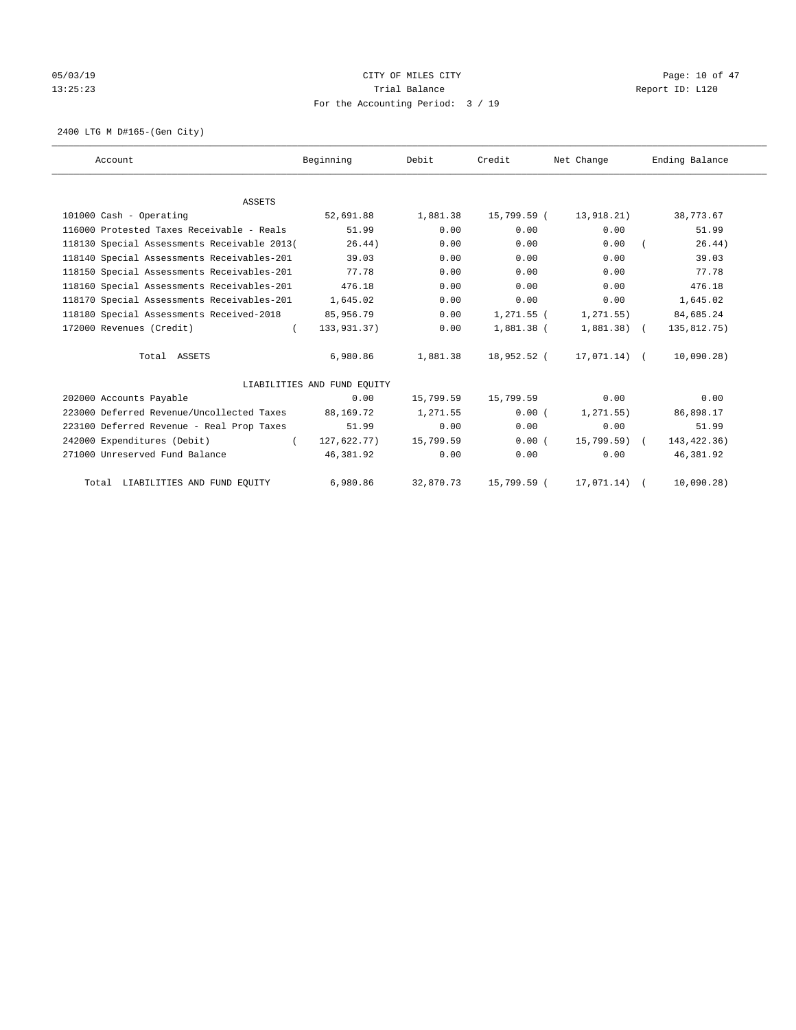05/03/19 CITY OF MILES CITY
13:25:23 Trial Balance Report ID: L120
For the Accounting Period: 3 / 19

2400 LTG M D#165-(Gen City)

| Account | Beginning | Debit | Credit | Net Change | Ending Balance |
|---|---|---|---|---|---|
| ASSETS | | | | | |
| 101000 Cash - Operating | 52,691.88 | 1,881.38 | 15,799.59 | (13,918.21) | 38,773.67 |
| 116000 Protested Taxes Receivable - Reals | 51.99 | 0.00 | 0.00 | 0.00 | 51.99 |
| 118130 Special Assessments Receivable 2013 | (26.44) | 0.00 | 0.00 | 0.00 | (26.44) |
| 118140 Special Assessments Receivables-201 | 39.03 | 0.00 | 0.00 | 0.00 | 39.03 |
| 118150 Special Assessments Receivables-201 | 77.78 | 0.00 | 0.00 | 0.00 | 77.78 |
| 118160 Special Assessments Receivables-201 | 476.18 | 0.00 | 0.00 | 0.00 | 476.18 |
| 118170 Special Assessments Receivables-201 | 1,645.02 | 0.00 | 0.00 | 0.00 | 1,645.02 |
| 118180 Special Assessments Received-2018 | 85,956.79 | 0.00 | 1,271.55 | (1,271.55) | 84,685.24 |
| 172000 Revenues (Credit) | (133,931.37) | 0.00 | 1,881.38 | (1,881.38) | (135,812.75) |
| Total ASSETS | 6,980.86 | 1,881.38 | 18,952.52 | (17,071.14) | (10,090.28) |
| LIABILITIES AND FUND EQUITY | | | | | |
| 202000 Accounts Payable | 0.00 | 15,799.59 | 15,799.59 | 0.00 | 0.00 |
| 223000 Deferred Revenue/Uncollected Taxes | 88,169.72 | 1,271.55 | 0.00 | (1,271.55) | 86,898.17 |
| 223100 Deferred Revenue - Real Prop Taxes | 51.99 | 0.00 | 0.00 | 0.00 | 51.99 |
| 242000 Expenditures (Debit) | (127,622.77) | 15,799.59 | 0.00 | (15,799.59) | (143,422.36) |
| 271000 Unreserved Fund Balance | 46,381.92 | 0.00 | 0.00 | 0.00 | 46,381.92 |
| Total LIABILITIES AND FUND EQUITY | 6,980.86 | 32,870.73 | 15,799.59 | (17,071.14) | (10,090.28) |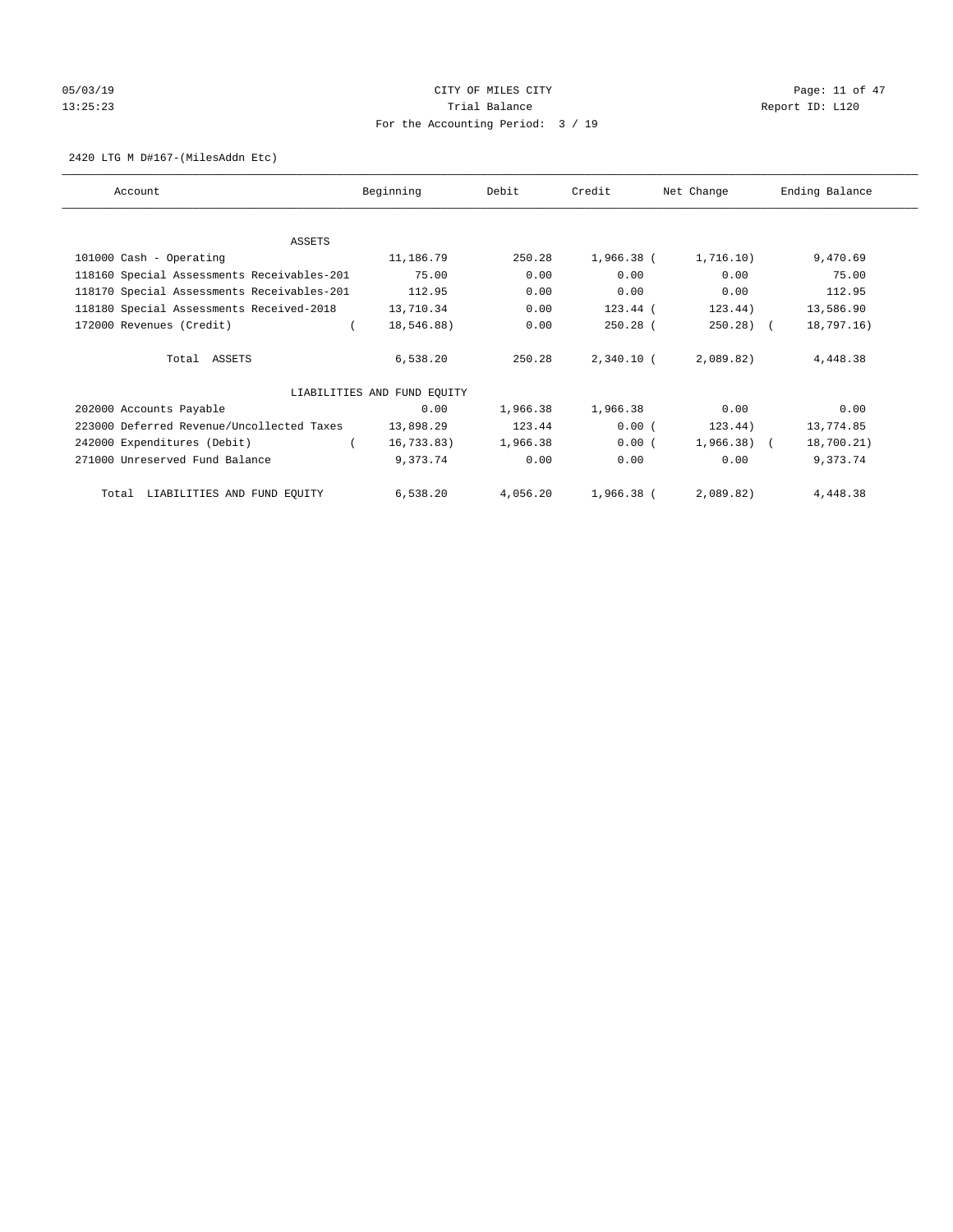05/03/19 CITY OF MILES CITY
13:25:23 Trial Balance Report ID: L120
For the Accounting Period: 3 / 19

2420 LTG M D#167-(MilesAddn Etc)

| Account | Beginning | Debit | Credit | Net Change | Ending Balance |
|---|---|---|---|---|---|
| ASSETS | | | | | |
| 101000 Cash - Operating | 11,186.79 | 250.28 | 1,966.38 | (1,716.10) | 9,470.69 |
| 118160 Special Assessments Receivables-201 | 75.00 | 0.00 | 0.00 | 0.00 | 75.00 |
| 118170 Special Assessments Receivables-201 | 112.95 | 0.00 | 0.00 | 0.00 | 112.95 |
| 118180 Special Assessments Received-2018 | 13,710.34 | 0.00 | 123.44 | (123.44) | 13,586.90 |
| 172000 Revenues (Credit) | (18,546.88) | 0.00 | 250.28 | (250.28) | (18,797.16) |
| Total ASSETS | 6,538.20 | 250.28 | 2,340.10 | (2,089.82) | 4,448.38 |
| LIABILITIES AND FUND EQUITY | | | | | |
| 202000 Accounts Payable | 0.00 | 1,966.38 | 1,966.38 | 0.00 | 0.00 |
| 223000 Deferred Revenue/Uncollected Taxes | 13,898.29 | 123.44 | 0.00 | (123.44) | 13,774.85 |
| 242000 Expenditures (Debit) | (16,733.83) | 1,966.38 | 0.00 | (1,966.38) | (18,700.21) |
| 271000 Unreserved Fund Balance | 9,373.74 | 0.00 | 0.00 | 0.00 | 9,373.74 |
| Total LIABILITIES AND FUND EQUITY | 6,538.20 | 4,056.20 | 1,966.38 | (2,089.82) | 4,448.38 |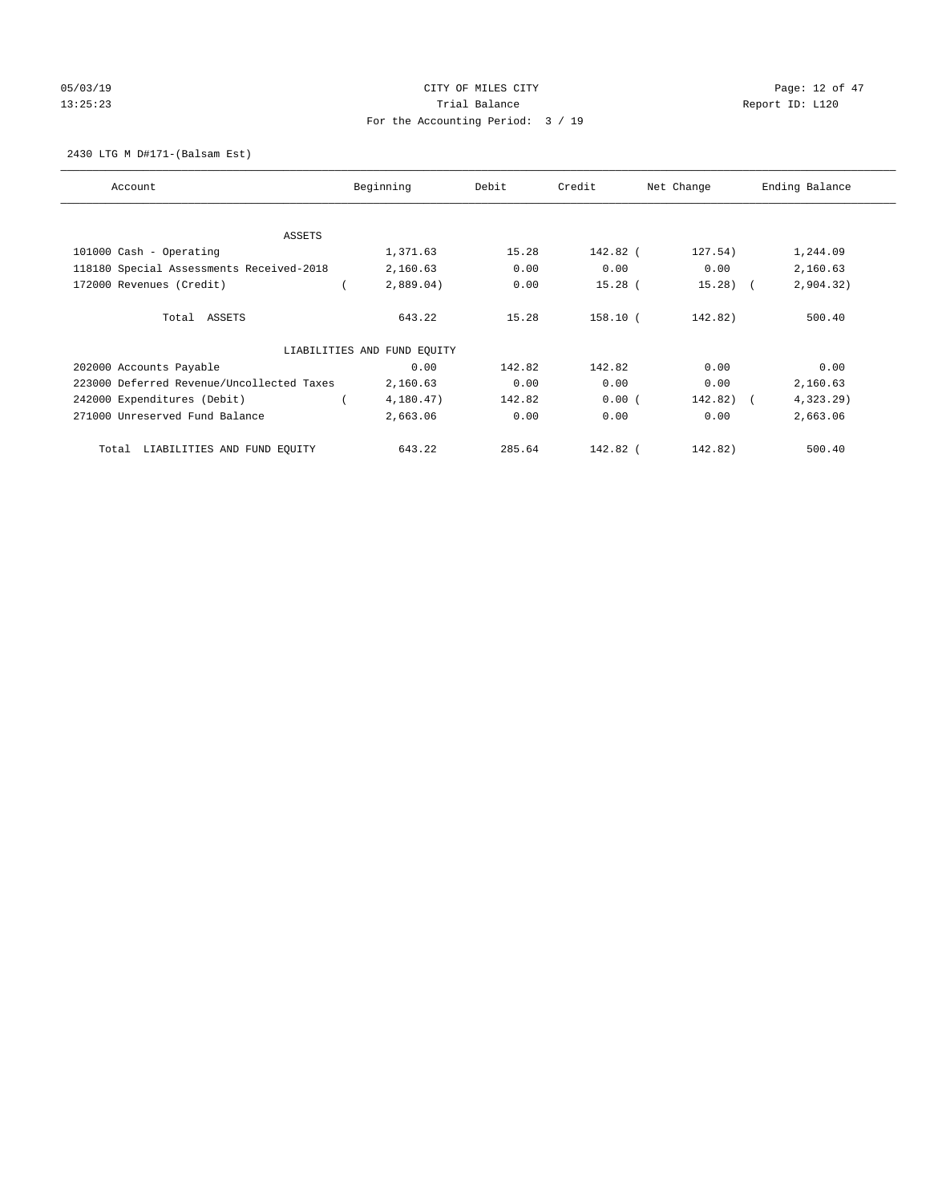CITY OF MILES CITY
Trial Balance
For the Accounting Period: 3 / 19

05/03/19
13:25:23

Report ID: L120

2430 LTG M D#171-(Balsam Est)

| Account | Beginning | Debit | Credit | Net Change | Ending Balance |
|---|---|---|---|---|---|
| ASSETS | | | | | |
| 101000 Cash - Operating | 1,371.63 | 15.28 | 142.82 | (127.54) | 1,244.09 |
| 118180 Special Assessments Received-2018 | 2,160.63 | 0.00 | 0.00 | 0.00 | 2,160.63 |
| 172000 Revenues (Credit) | (2,889.04) | 0.00 | 15.28 | (15.28) | (2,904.32) |
| Total ASSETS | 643.22 | 15.28 | 158.10 | (142.82) | 500.40 |
| LIABILITIES AND FUND EQUITY | | | | | |
| 202000 Accounts Payable | 0.00 | 142.82 | 142.82 | 0.00 | 0.00 |
| 223000 Deferred Revenue/Uncollected Taxes | 2,160.63 | 0.00 | 0.00 | 0.00 | 2,160.63 |
| 242000 Expenditures (Debit) | (4,180.47) | 142.82 | 0.00 | (142.82) | (4,323.29) |
| 271000 Unreserved Fund Balance | 2,663.06 | 0.00 | 0.00 | 0.00 | 2,663.06 |
| Total LIABILITIES AND FUND EQUITY | 643.22 | 285.64 | 142.82 | (142.82) | 500.40 |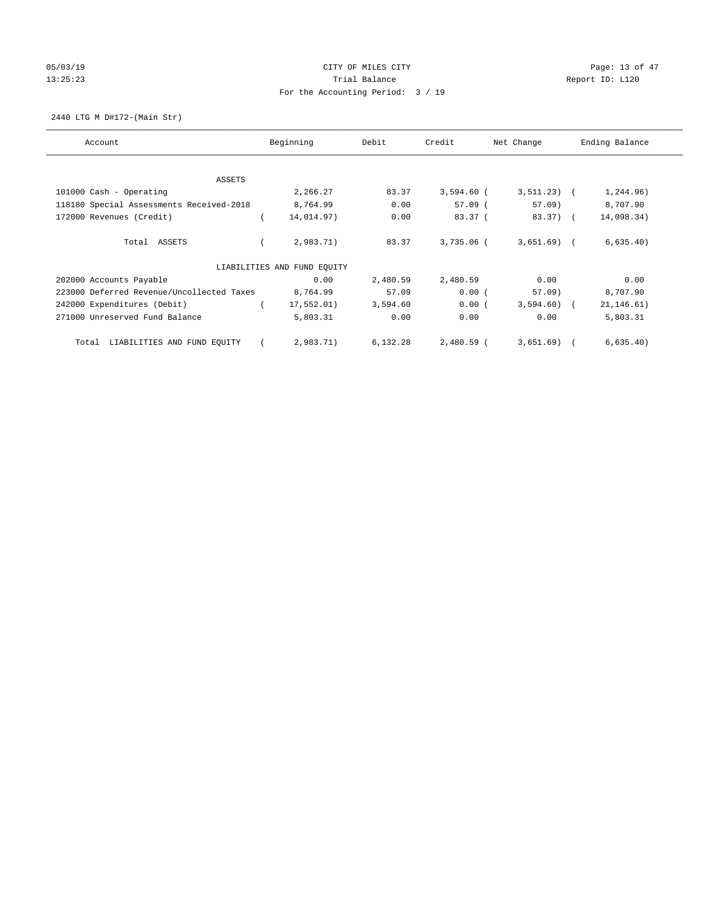05/03/19 CITY OF MILES CITY
13:25:23 Trial Balance Report ID: L120
For the Accounting Period: 3 / 19

2440 LTG M D#172-(Main Str)

| Account | Beginning | Debit | Credit | Net Change | Ending Balance |
|---|---|---|---|---|---|
| ASSETS | | | | | |
| 101000 Cash - Operating | 2,266.27 | 83.37 | 3,594.60 | ( 3,511.23) | ( 1,244.96) |
| 118180 Special Assessments Received-2018 | 8,764.99 | 0.00 | 57.09 | ( 57.09) | 8,707.90 |
| 172000 Revenues (Credit) | ( 14,014.97) | 0.00 | 83.37 | ( 83.37) | ( 14,098.34) |
| Total ASSETS | ( 2,983.71) | 83.37 | 3,735.06 | ( 3,651.69) | ( 6,635.40) |
| LIABILITIES AND FUND EQUITY | | | | | |
| 202000 Accounts Payable | 0.00 | 2,480.59 | 2,480.59 | 0.00 | 0.00 |
| 223000 Deferred Revenue/Uncollected Taxes | 8,764.99 | 57.09 | 0.00 | ( 57.09) | 8,707.90 |
| 242000 Expenditures (Debit) | ( 17,552.01) | 3,594.60 | 0.00 | ( 3,594.60) | ( 21,146.61) |
| 271000 Unreserved Fund Balance | 5,803.31 | 0.00 | 0.00 | 0.00 | 5,803.31 |
| Total LIABILITIES AND FUND EQUITY | ( 2,983.71) | 6,132.28 | 2,480.59 | ( 3,651.69) | ( 6,635.40) |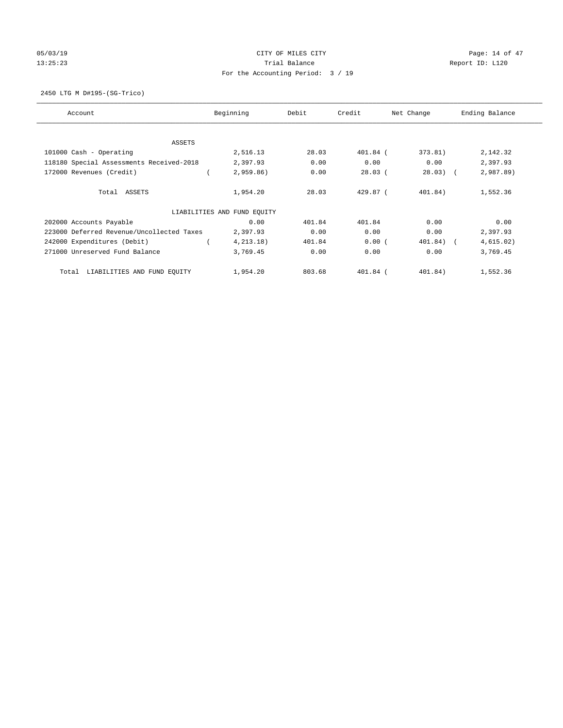CITY OF MILES CITY

Trial Balance

For the Accounting Period: 3 / 19

05/03/19 13:25:23 Report ID: L120

2450 LTG M D#195-(SG-Trico)

| Account | Beginning | Debit | Credit | Net Change | Ending Balance |
|---|---|---|---|---|---|
| ASSETS | | | | | |
| 101000 Cash - Operating | 2,516.13 | 28.03 | 401.84 | (373.81) | 2,142.32 |
| 118180 Special Assessments Received-2018 | 2,397.93 | 0.00 | 0.00 | 0.00 | 2,397.93 |
| 172000 Revenues (Credit) | (2,959.86) | 0.00 | 28.03 | (28.03) | (2,987.89) |
| Total ASSETS | 1,954.20 | 28.03 | 429.87 | (401.84) | 1,552.36 |
| LIABILITIES AND FUND EQUITY | | | | | |
| 202000 Accounts Payable | 0.00 | 401.84 | 401.84 | 0.00 | 0.00 |
| 223000 Deferred Revenue/Uncollected Taxes | 2,397.93 | 0.00 | 0.00 | 0.00 | 2,397.93 |
| 242000 Expenditures (Debit) | (4,213.18) | 401.84 | 0.00 | (401.84) | (4,615.02) |
| 271000 Unreserved Fund Balance | 3,769.45 | 0.00 | 0.00 | 0.00 | 3,769.45 |
| Total LIABILITIES AND FUND EQUITY | 1,954.20 | 803.68 | 401.84 | (401.84) | 1,552.36 |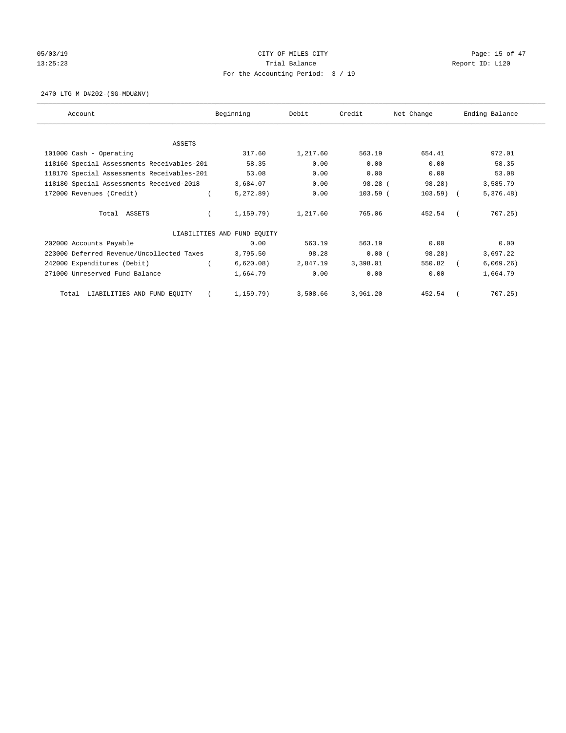CITY OF MILES CITY

Trial Balance

For the Accounting Period: 3 / 19

05/03/19 13:25:23 — Report ID: L120

2470 LTG M D#202-(SG-MDU&NV)

| Account | Beginning | Debit | Credit | Net Change | Ending Balance |
|---|---|---|---|---|---|
| ASSETS | | | | | |
| 101000 Cash - Operating | 317.60 | 1,217.60 | 563.19 | 654.41 | 972.01 |
| 118160 Special Assessments Receivables-201 | 58.35 | 0.00 | 0.00 | 0.00 | 58.35 |
| 118170 Special Assessments Receivables-201 | 53.08 | 0.00 | 0.00 | 0.00 | 53.08 |
| 118180 Special Assessments Received-2018 | 3,684.07 | 0.00 | 98.28 | ( 98.28) | 3,585.79 |
| 172000 Revenues (Credit) | ( 5,272.89) | 0.00 | 103.59 | ( 103.59) | ( 5,376.48) |
| Total ASSETS | ( 1,159.79) | 1,217.60 | 765.06 | 452.54 | ( 707.25) |
| LIABILITIES AND FUND EQUITY | | | | | |
| 202000 Accounts Payable | 0.00 | 563.19 | 563.19 | 0.00 | 0.00 |
| 223000 Deferred Revenue/Uncollected Taxes | 3,795.50 | 98.28 | 0.00 | ( 98.28) | 3,697.22 |
| 242000 Expenditures (Debit) | ( 6,620.08) | 2,847.19 | 3,398.01 | 550.82 | ( 6,069.26) |
| 271000 Unreserved Fund Balance | 1,664.79 | 0.00 | 0.00 | 0.00 | 1,664.79 |
| Total LIABILITIES AND FUND EQUITY | ( 1,159.79) | 3,508.66 | 3,961.20 | 452.54 | ( 707.25) |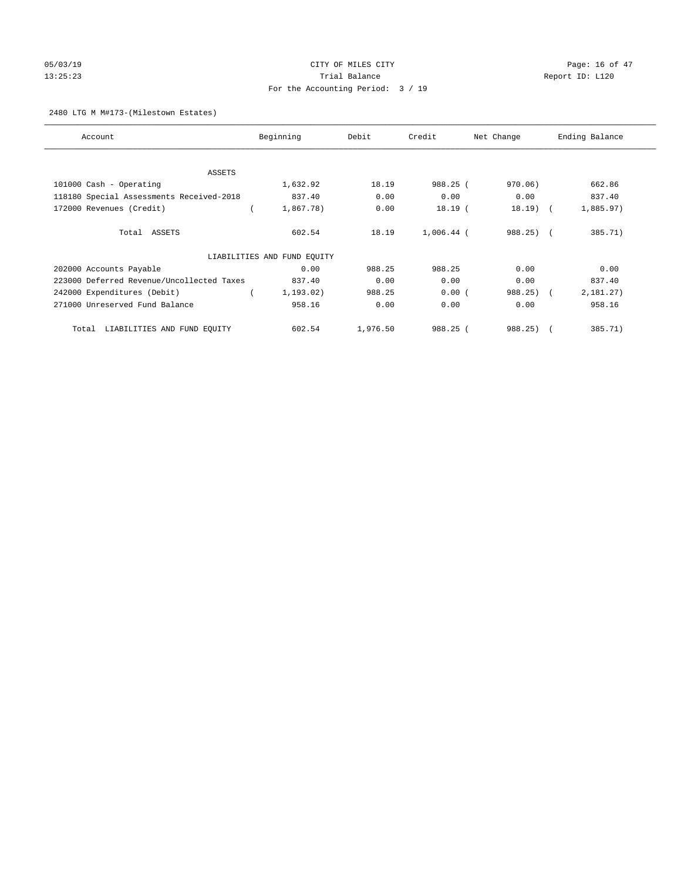CITY OF MILES CITY
Trial Balance
For the Accounting Period: 3 / 19

05/03/19
13:25:23

Report ID: L120

2480 LTG M M#173-(Milestown Estates)

| Account | Beginning | Debit | Credit | Net Change | Ending Balance |
|---|---|---|---|---|---|
| ASSETS | | | | | |
| 101000 Cash - Operating | 1,632.92 | 18.19 | 988.25 | ( 970.06) | 662.86 |
| 118180 Special Assessments Received-2018 | 837.40 | 0.00 | 0.00 | 0.00 | 837.40 |
| 172000 Revenues (Credit) | ( 1,867.78) | 0.00 | 18.19 | ( 18.19) | ( 1,885.97) |
| Total ASSETS | 602.54 | 18.19 | 1,006.44 | ( 988.25) | ( 385.71) |
| LIABILITIES AND FUND EQUITY | | | | | |
| 202000 Accounts Payable | 0.00 | 988.25 | 988.25 | 0.00 | 0.00 |
| 223000 Deferred Revenue/Uncollected Taxes | 837.40 | 0.00 | 0.00 | 0.00 | 837.40 |
| 242000 Expenditures (Debit) | ( 1,193.02) | 988.25 | 0.00 | ( 988.25) | ( 2,181.27) |
| 271000 Unreserved Fund Balance | 958.16 | 0.00 | 0.00 | 0.00 | 958.16 |
| Total LIABILITIES AND FUND EQUITY | 602.54 | 1,976.50 | 988.25 | ( 988.25) | ( 385.71) |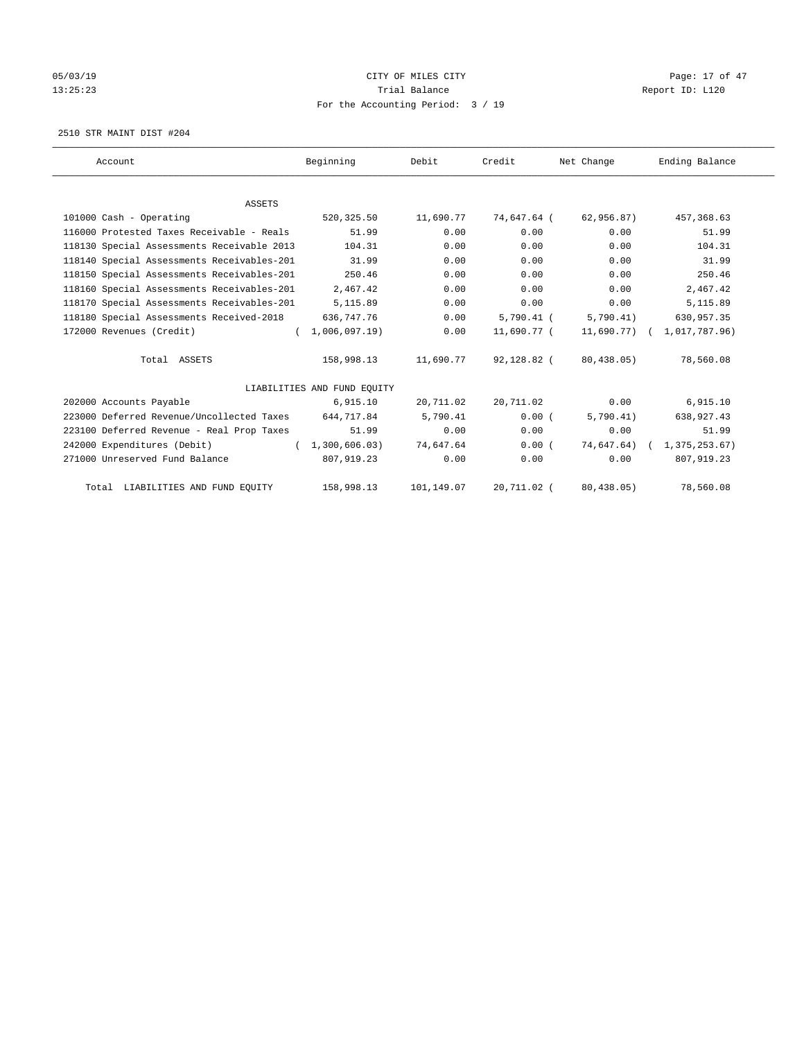05/03/19 CITY OF MILES CITY
13:25:23 Trial Balance Report ID: L120
For the Accounting Period: 3 / 19

2510 STR MAINT DIST #204

| Account | Beginning | Debit | Credit | Net Change | Ending Balance |
|---|---|---|---|---|---|
| ASSETS | | | | | |
| 101000 Cash - Operating | 520,325.50 | 11,690.77 | 74,647.64 | ( 62,956.87) | 457,368.63 |
| 116000 Protested Taxes Receivable - Reals | 51.99 | 0.00 | 0.00 | 0.00 | 51.99 |
| 118130 Special Assessments Receivable 2013 | 104.31 | 0.00 | 0.00 | 0.00 | 104.31 |
| 118140 Special Assessments Receivables-201 | 31.99 | 0.00 | 0.00 | 0.00 | 31.99 |
| 118150 Special Assessments Receivables-201 | 250.46 | 0.00 | 0.00 | 0.00 | 250.46 |
| 118160 Special Assessments Receivables-201 | 2,467.42 | 0.00 | 0.00 | 0.00 | 2,467.42 |
| 118170 Special Assessments Receivables-201 | 5,115.89 | 0.00 | 0.00 | 0.00 | 5,115.89 |
| 118180 Special Assessments Received-2018 | 636,747.76 | 0.00 | 5,790.41 | ( 5,790.41) | 630,957.35 |
| 172000 Revenues (Credit) | ( 1,006,097.19) | 0.00 | 11,690.77 | ( 11,690.77) | ( 1,017,787.96) |
| Total ASSETS | 158,998.13 | 11,690.77 | 92,128.82 | ( 80,438.05) | 78,560.08 |
| LIABILITIES AND FUND EQUITY | | | | | |
| 202000 Accounts Payable | 6,915.10 | 20,711.02 | 20,711.02 | 0.00 | 6,915.10 |
| 223000 Deferred Revenue/Uncollected Taxes | 644,717.84 | 5,790.41 | 0.00 | ( 5,790.41) | 638,927.43 |
| 223100 Deferred Revenue - Real Prop Taxes | 51.99 | 0.00 | 0.00 | 0.00 | 51.99 |
| 242000 Expenditures (Debit) | ( 1,300,606.03) | 74,647.64 | 0.00 | ( 74,647.64) | ( 1,375,253.67) |
| 271000 Unreserved Fund Balance | 807,919.23 | 0.00 | 0.00 | 0.00 | 807,919.23 |
| Total LIABILITIES AND FUND EQUITY | 158,998.13 | 101,149.07 | 20,711.02 | ( 80,438.05) | 78,560.08 |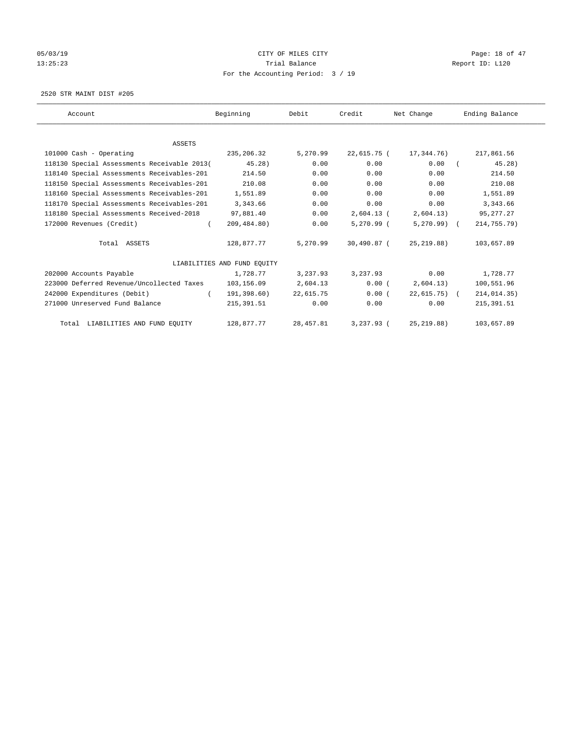CITY OF MILES CITY
Trial Balance
For the Accounting Period: 3 / 19

05/03/19
13:25:23

Report ID: L120

2520 STR MAINT DIST #205

| Account | Beginning | Debit | Credit | Net Change | Ending Balance |
|---|---|---|---|---|---|
| ASSETS | | | | | |
| 101000 Cash - Operating | 235,206.32 | 5,270.99 | 22,615.75 | ( 17,344.76) | 217,861.56 |
| 118130 Special Assessments Receivable 2013 | ( 45.28) | 0.00 | 0.00 | 0.00 | ( 45.28) |
| 118140 Special Assessments Receivables-201 | 214.50 | 0.00 | 0.00 | 0.00 | 214.50 |
| 118150 Special Assessments Receivables-201 | 210.08 | 0.00 | 0.00 | 0.00 | 210.08 |
| 118160 Special Assessments Receivables-201 | 1,551.89 | 0.00 | 0.00 | 0.00 | 1,551.89 |
| 118170 Special Assessments Receivables-201 | 3,343.66 | 0.00 | 0.00 | 0.00 | 3,343.66 |
| 118180 Special Assessments Received-2018 | 97,881.40 | 0.00 | 2,604.13 | ( 2,604.13) | 95,277.27 |
| 172000 Revenues (Credit) | ( 209,484.80) | 0.00 | 5,270.99 | ( 5,270.99) | ( 214,755.79) |
| Total ASSETS | 128,877.77 | 5,270.99 | 30,490.87 | ( 25,219.88) | 103,657.89 |
| LIABILITIES AND FUND EQUITY | | | | | |
| 202000 Accounts Payable | 1,728.77 | 3,237.93 | 3,237.93 | 0.00 | 1,728.77 |
| 223000 Deferred Revenue/Uncollected Taxes | 103,156.09 | 2,604.13 | 0.00 | ( 2,604.13) | 100,551.96 |
| 242000 Expenditures (Debit) | ( 191,398.60) | 22,615.75 | 0.00 | ( 22,615.75) | ( 214,014.35) |
| 271000 Unreserved Fund Balance | 215,391.51 | 0.00 | 0.00 | 0.00 | 215,391.51 |
| Total LIABILITIES AND FUND EQUITY | 128,877.77 | 28,457.81 | 3,237.93 | ( 25,219.88) | 103,657.89 |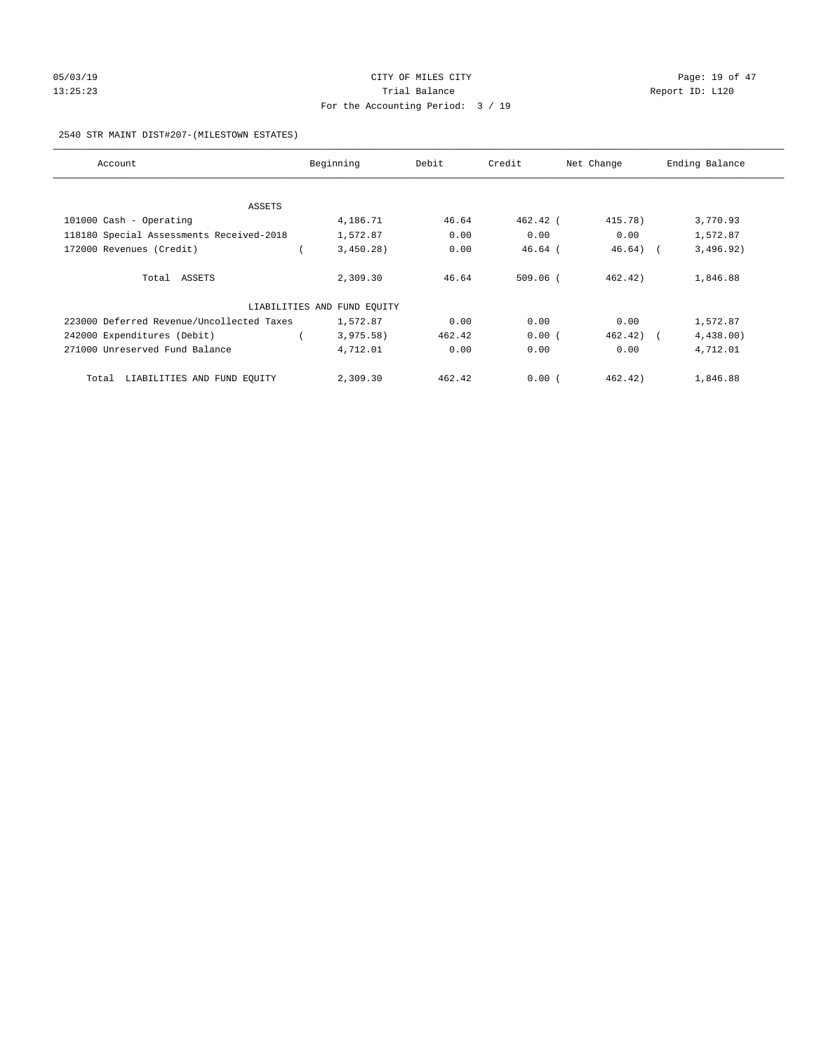CITY OF MILES CITY

Trial Balance

For the Accounting Period: 3 / 19

2540 STR MAINT DIST#207-(MILESTOWN ESTATES)

| Account | Beginning | Debit | Credit | Net Change | Ending Balance |
|---|---|---|---|---|---|
| ASSETS | | | | | |
| 101000 Cash - Operating | 4,186.71 | 46.64 | 462.42 | (415.78) | 3,770.93 |
| 118180 Special Assessments Received-2018 | 1,572.87 | 0.00 | 0.00 | 0.00 | 1,572.87 |
| 172000 Revenues (Credit) | (3,450.28) | 0.00 | 46.64 | (46.64) | (3,496.92) |
| Total ASSETS | 2,309.30 | 46.64 | 509.06 | (462.42) | 1,846.88 |
| LIABILITIES AND FUND EQUITY | | | | | |
| 223000 Deferred Revenue/Uncollected Taxes | 1,572.87 | 0.00 | 0.00 | 0.00 | 1,572.87 |
| 242000 Expenditures (Debit) | (3,975.58) | 462.42 | 0.00 | (462.42) | (4,438.00) |
| 271000 Unreserved Fund Balance | 4,712.01 | 0.00 | 0.00 | 0.00 | 4,712.01 |
| Total LIABILITIES AND FUND EQUITY | 2,309.30 | 462.42 | 0.00 | (462.42) | 1,846.88 |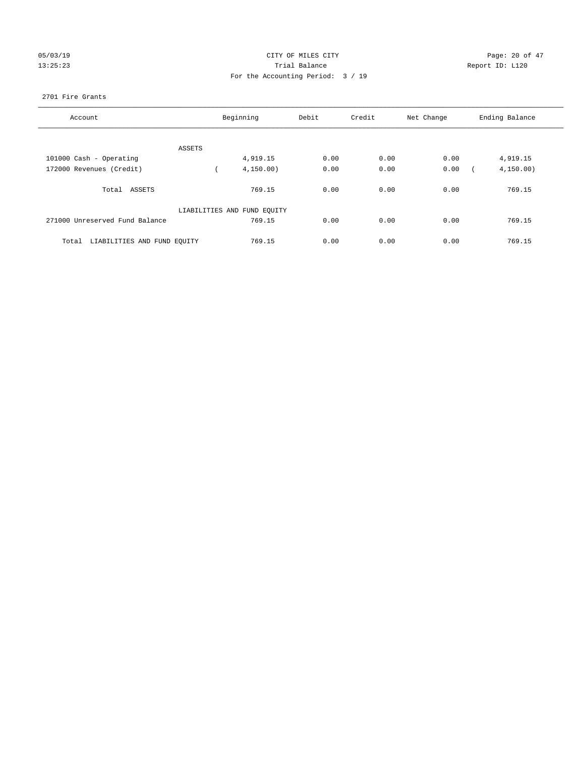CITY OF MILES CITY
Trial Balance
For the Accounting Period: 3 / 19

05/03/19
13:25:23

Report ID: L120

2701 Fire Grants

| Account | Beginning | Debit | Credit | Net Change | Ending Balance |
|---|---|---|---|---|---|
| ASSETS | | | | | |
| 101000 Cash - Operating | 4,919.15 | 0.00 | 0.00 | 0.00 | 4,919.15 |
| 172000 Revenues (Credit) | ( 4,150.00) | 0.00 | 0.00 | 0.00 | ( 4,150.00) |
| Total ASSETS | 769.15 | 0.00 | 0.00 | 0.00 | 769.15 |
| LIABILITIES AND FUND EQUITY | | | | | |
| 271000 Unreserved Fund Balance | 769.15 | 0.00 | 0.00 | 0.00 | 769.15 |
| Total LIABILITIES AND FUND EQUITY | 769.15 | 0.00 | 0.00 | 0.00 | 769.15 |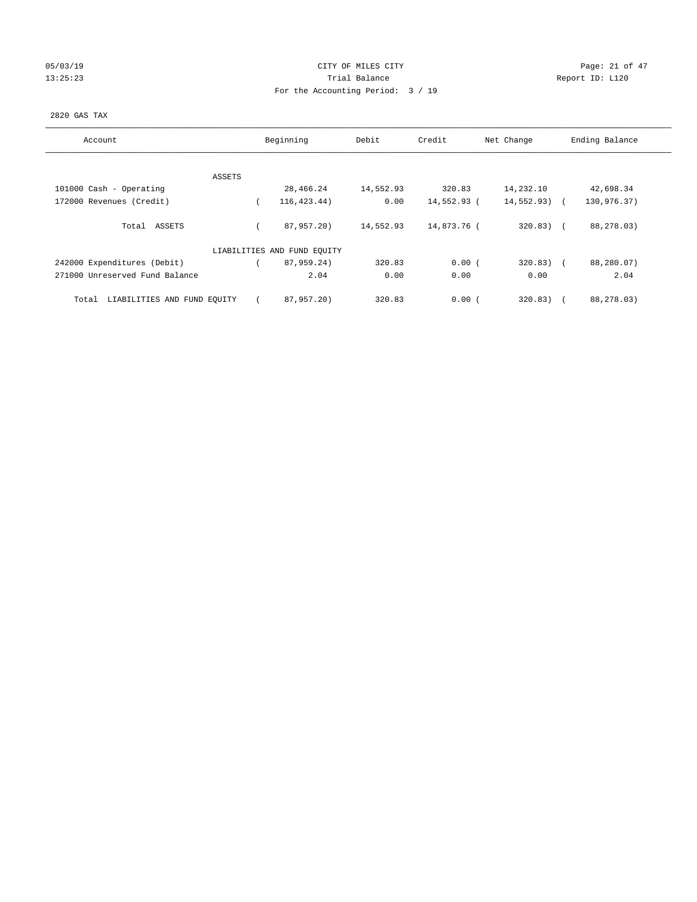CITY OF MILES CITY

Trial Balance

For the Accounting Period: 3 / 19

05/03/19 13:25:23 Report ID: L120

2820 GAS TAX

| Account | Beginning | Debit | Credit | Net Change | Ending Balance |
|---|---|---|---|---|---|
| ASSETS | | | | | |
| 101000 Cash - Operating | 28,466.24 | 14,552.93 | 320.83 | 14,232.10 | 42,698.34 |
| 172000 Revenues (Credit) | ( 116,423.44) | 0.00 | 14,552.93 | ( 14,552.93) | ( 130,976.37) |
| Total ASSETS | ( 87,957.20) | 14,552.93 | 14,873.76 | ( 320.83) | ( 88,278.03) |
| LIABILITIES AND FUND EQUITY | | | | | |
| 242000 Expenditures (Debit) | ( 87,959.24) | 320.83 | 0.00 | ( 320.83) | ( 88,280.07) |
| 271000 Unreserved Fund Balance | 2.04 | 0.00 | 0.00 | 0.00 | 2.04 |
| Total LIABILITIES AND FUND EQUITY | ( 87,957.20) | 320.83 | 0.00 | ( 320.83) | ( 88,278.03) |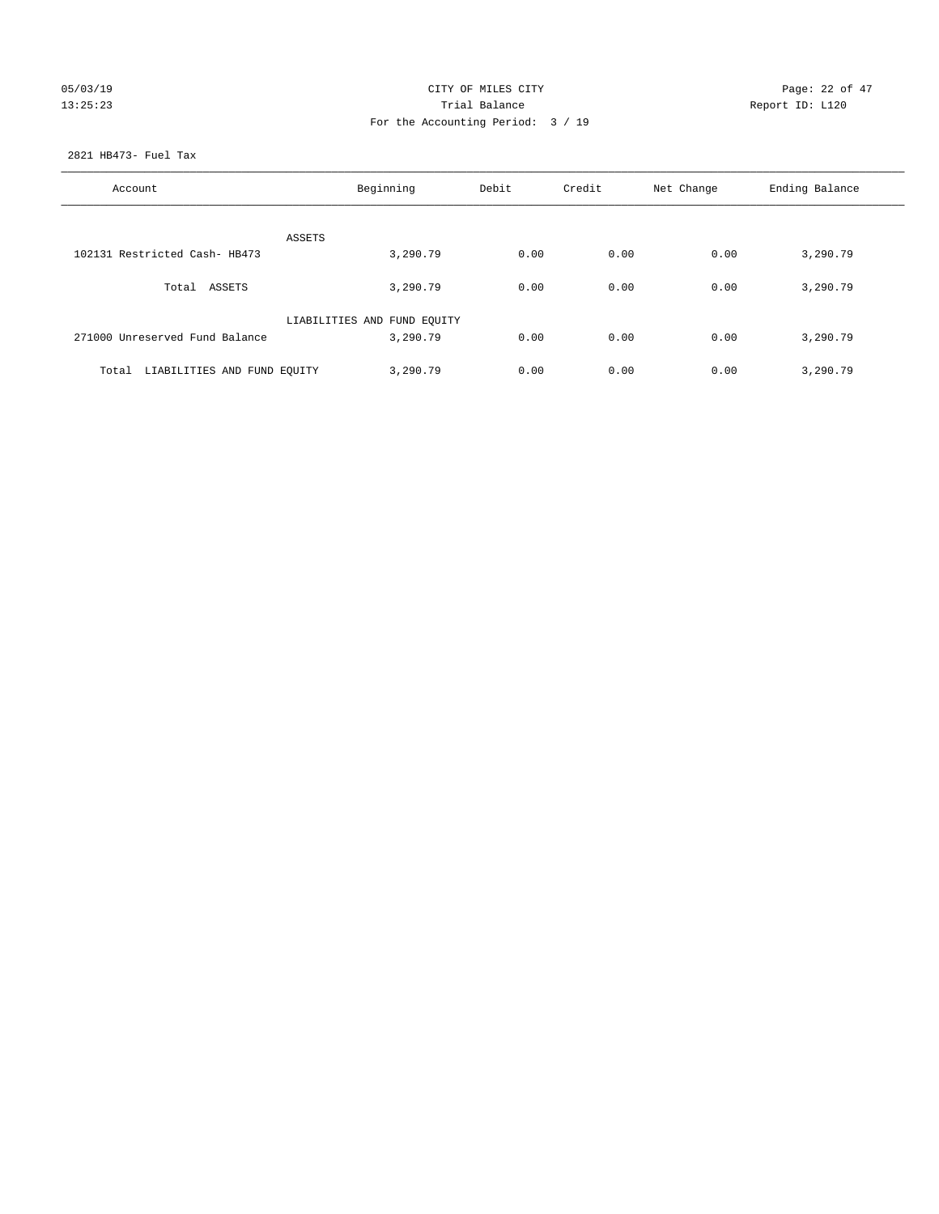CITY OF MILES CITY

Trial Balance

For the Accounting Period: 3 / 19

05/03/19 13:25:23 Report ID: L120

2821 HB473- Fuel Tax

| Account | Beginning | Debit | Credit | Net Change | Ending Balance |
|---|---|---|---|---|---|
| ASSETS | | | | | |
| 102131 Restricted Cash- HB473 | 3,290.79 | 0.00 | 0.00 | 0.00 | 3,290.79 |
| Total ASSETS | 3,290.79 | 0.00 | 0.00 | 0.00 | 3,290.79 |
| LIABILITIES AND FUND EQUITY | | | | | |
| 271000 Unreserved Fund Balance | 3,290.79 | 0.00 | 0.00 | 0.00 | 3,290.79 |
| Total LIABILITIES AND FUND EQUITY | 3,290.79 | 0.00 | 0.00 | 0.00 | 3,290.79 |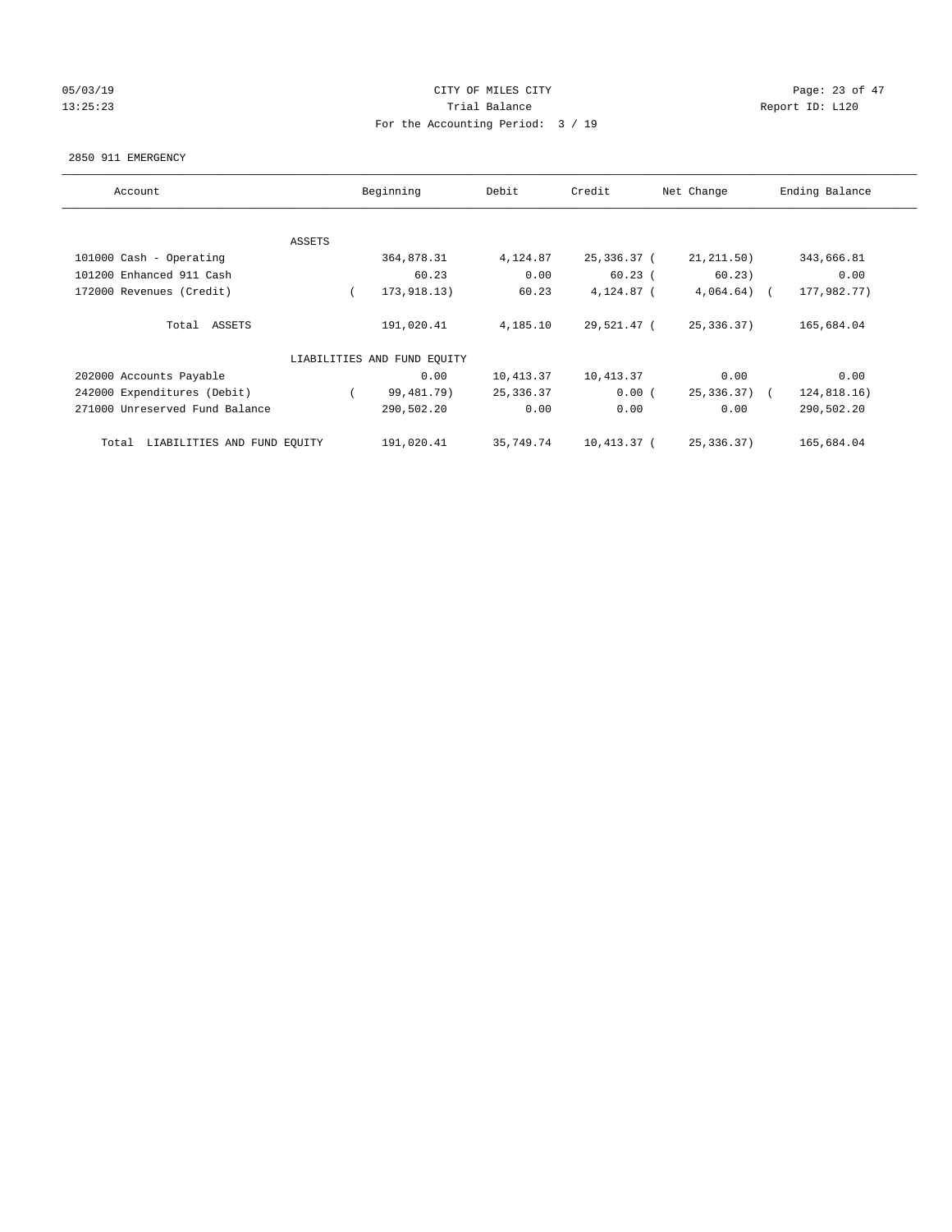CITY OF MILES CITY
Trial Balance
For the Accounting Period: 3 / 19

05/03/19
13:25:23

Report ID: L120

2850 911 EMERGENCY

| Account | Beginning | Debit | Credit | Net Change | Ending Balance |
|---|---|---|---|---|---|
| ASSETS | | | | | |
| 101000 Cash - Operating | 364,878.31 | 4,124.87 | 25,336.37 | ( 21,211.50) | 343,666.81 |
| 101200 Enhanced 911 Cash | 60.23 | 0.00 | 60.23 | ( 60.23) | 0.00 |
| 172000 Revenues (Credit) | ( 173,918.13) | 60.23 | 4,124.87 | ( 4,064.64) | ( 177,982.77) |
| Total ASSETS | 191,020.41 | 4,185.10 | 29,521.47 | ( 25,336.37) | 165,684.04 |
| LIABILITIES AND FUND EQUITY | | | | | |
| 202000 Accounts Payable | 0.00 | 10,413.37 | 10,413.37 | 0.00 | 0.00 |
| 242000 Expenditures (Debit) | ( 99,481.79) | 25,336.37 | 0.00 | ( 25,336.37) | ( 124,818.16) |
| 271000 Unreserved Fund Balance | 290,502.20 | 0.00 | 0.00 | 0.00 | 290,502.20 |
| Total LIABILITIES AND FUND EQUITY | 191,020.41 | 35,749.74 | 10,413.37 | ( 25,336.37) | 165,684.04 |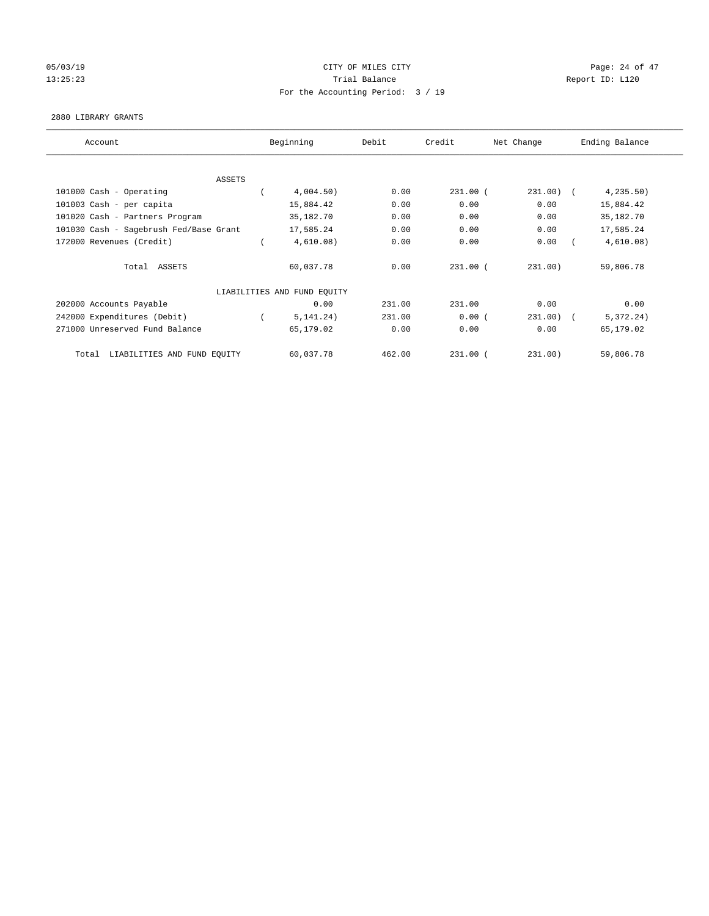CITY OF MILES CITY
Trial Balance
For the Accounting Period: 3 / 19

05/03/19
13:25:23

Report ID: L120

2880 LIBRARY GRANTS

| Account | Beginning | Debit | Credit | Net Change | Ending Balance |
|---|---|---|---|---|---|
| ASSETS | | | | | |
| 101000 Cash - Operating | ( 4,004.50) | 0.00 | 231.00 | ( 231.00) | ( 4,235.50) |
| 101003 Cash - per capita | 15,884.42 | 0.00 | 0.00 | 0.00 | 15,884.42 |
| 101020 Cash - Partners Program | 35,182.70 | 0.00 | 0.00 | 0.00 | 35,182.70 |
| 101030 Cash - Sagebrush Fed/Base Grant | 17,585.24 | 0.00 | 0.00 | 0.00 | 17,585.24 |
| 172000 Revenues (Credit) | ( 4,610.08) | 0.00 | 0.00 | 0.00 | ( 4,610.08) |
| Total ASSETS | 60,037.78 | 0.00 | 231.00 | ( 231.00) | 59,806.78 |
| LIABILITIES AND FUND EQUITY | | | | | |
| 202000 Accounts Payable | 0.00 | 231.00 | 231.00 | 0.00 | 0.00 |
| 242000 Expenditures (Debit) | ( 5,141.24) | 231.00 | 0.00 | ( 231.00) | ( 5,372.24) |
| 271000 Unreserved Fund Balance | 65,179.02 | 0.00 | 0.00 | 0.00 | 65,179.02 |
| Total LIABILITIES AND FUND EQUITY | 60,037.78 | 462.00 | 231.00 | ( 231.00) | 59,806.78 |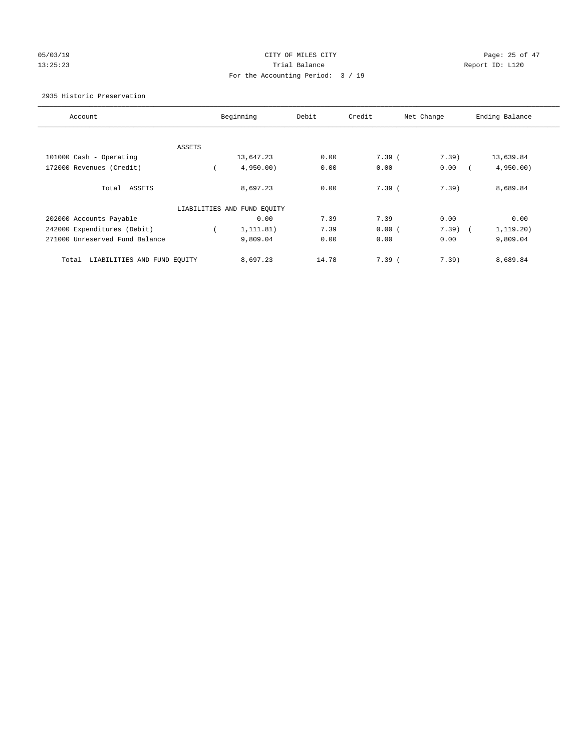CITY OF MILES CITY

Trial Balance

For the Accounting Period: 3 / 19

05/03/19
13:25:23

Report ID: L120

2935 Historic Preservation

| Account | Beginning | Debit | Credit | Net Change | Ending Balance |
|---|---|---|---|---|---|
| ASSETS | | | | | |
| 101000 Cash - Operating | 13,647.23 | 0.00 | 7.39 | ( 7.39) | 13,639.84 |
| 172000 Revenues (Credit) | ( 4,950.00) | 0.00 | 0.00 | 0.00 | ( 4,950.00) |
| Total ASSETS | 8,697.23 | 0.00 | 7.39 | ( 7.39) | 8,689.84 |
| LIABILITIES AND FUND EQUITY | | | | | |
| 202000 Accounts Payable | 0.00 | 7.39 | 7.39 | 0.00 | 0.00 |
| 242000 Expenditures (Debit) | ( 1,111.81) | 7.39 | 0.00 | ( 7.39) | ( 1,119.20) |
| 271000 Unreserved Fund Balance | 9,809.04 | 0.00 | 0.00 | 0.00 | 9,809.04 |
| Total LIABILITIES AND FUND EQUITY | 8,697.23 | 14.78 | 7.39 | ( 7.39) | 8,689.84 |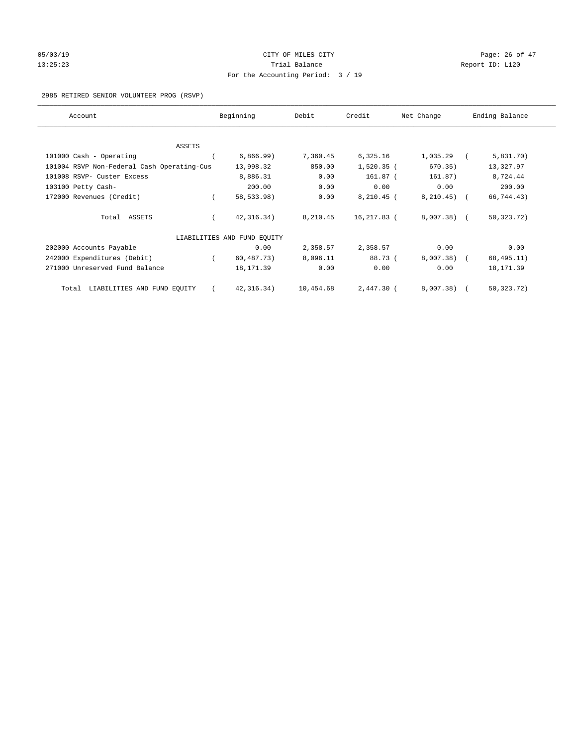05/03/19 CITY OF MILES CITY
13:25:23 Trial Balance Report ID: L120
For the Accounting Period: 3 / 19

2985 RETIRED SENIOR VOLUNTEER PROG (RSVP)

| Account | Beginning | Debit | Credit | Net Change | Ending Balance |
|---|---|---|---|---|---|
| ASSETS | | | | | |
| 101000 Cash - Operating | ( 6,866.99) | 7,360.45 | 6,325.16 | 1,035.29 | ( 5,831.70) |
| 101004 RSVP Non-Federal Cash Operating-Cus | 13,998.32 | 850.00 | 1,520.35 | ( 670.35) | 13,327.97 |
| 101008 RSVP- Custer Excess | 8,886.31 | 0.00 | 161.87 | ( 161.87) | 8,724.44 |
| 103100 Petty Cash- | 200.00 | 0.00 | 0.00 | 0.00 | 200.00 |
| 172000 Revenues (Credit) | ( 58,533.98) | 0.00 | 8,210.45 | ( 8,210.45) | ( 66,744.43) |
| Total ASSETS | ( 42,316.34) | 8,210.45 | 16,217.83 | ( 8,007.38) | ( 50,323.72) |
| LIABILITIES AND FUND EQUITY | | | | | |
| 202000 Accounts Payable | 0.00 | 2,358.57 | 2,358.57 | 0.00 | 0.00 |
| 242000 Expenditures (Debit) | ( 60,487.73) | 8,096.11 | 88.73 | ( 8,007.38) | ( 68,495.11) |
| 271000 Unreserved Fund Balance | 18,171.39 | 0.00 | 0.00 | 0.00 | 18,171.39 |
| Total LIABILITIES AND FUND EQUITY | ( 42,316.34) | 10,454.68 | 2,447.30 | ( 8,007.38) | ( 50,323.72) |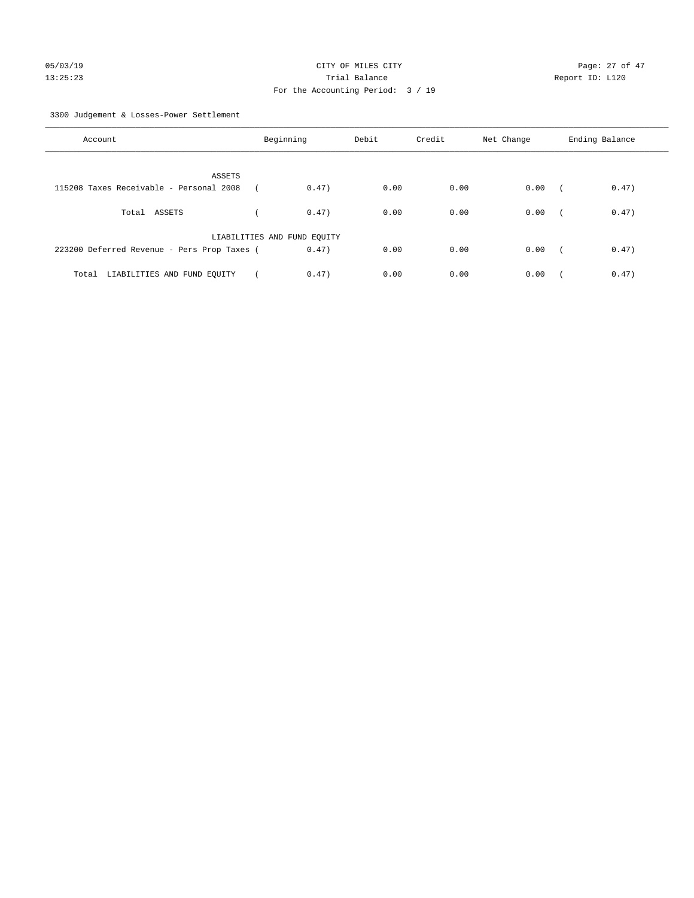CITY OF MILES CITY
Trial Balance
For the Accounting Period: 3 / 19

05/03/19
13:25:23

Report ID: L120

3300 Judgement & Losses-Power Settlement

| Account | Beginning | Debit | Credit | Net Change | Ending Balance |
|---|---|---|---|---|---|
| ASSETS | | | | | |
| 115208 Taxes Receivable - Personal 2008 | ( 0.47) | 0.00 | 0.00 | 0.00 | ( 0.47) |
| Total ASSETS | ( 0.47) | 0.00 | 0.00 | 0.00 | ( 0.47) |
| LIABILITIES AND FUND EQUITY | | | | | |
| 223200 Deferred Revenue - Pers Prop Taxes | ( 0.47) | 0.00 | 0.00 | 0.00 | ( 0.47) |
| Total LIABILITIES AND FUND EQUITY | ( 0.47) | 0.00 | 0.00 | 0.00 | ( 0.47) |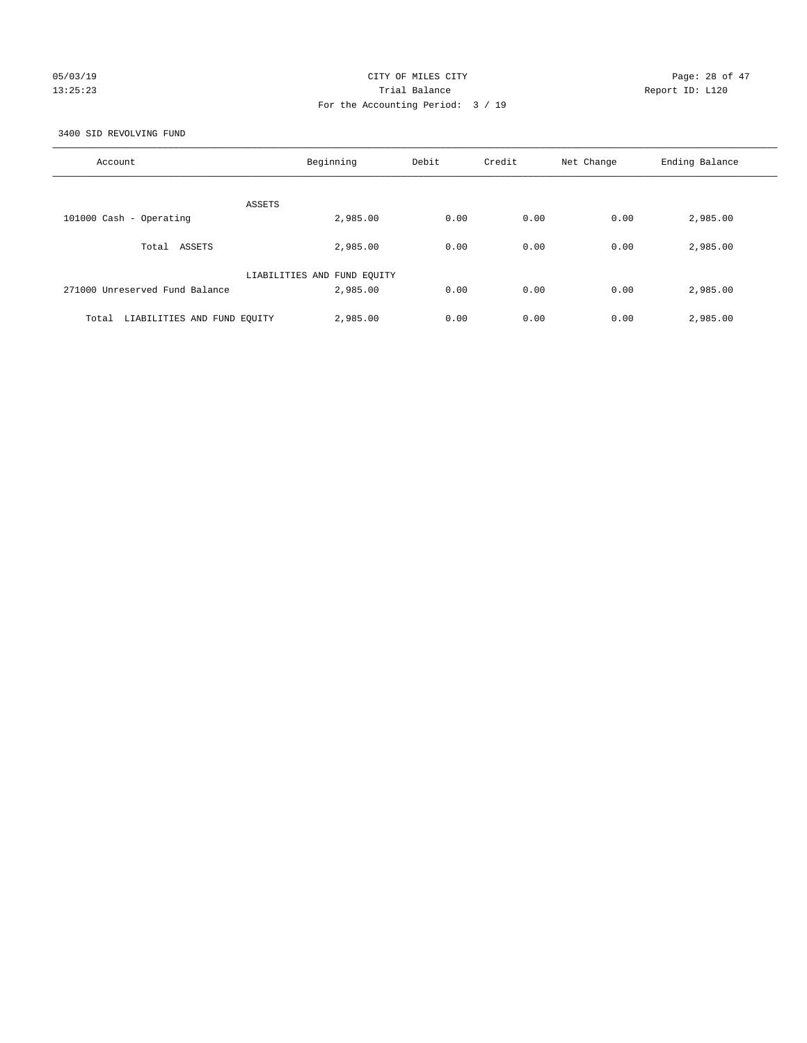CITY OF MILES CITY

Trial Balance

For the Accounting Period: 3 / 19

3400 SID REVOLVING FUND

| Account | Beginning | Debit | Credit | Net Change | Ending Balance |
|---|---|---|---|---|---|
| ASSETS | | | | | |
| 101000 Cash - Operating | 2,985.00 | 0.00 | 0.00 | 0.00 | 2,985.00 |
| Total ASSETS | 2,985.00 | 0.00 | 0.00 | 0.00 | 2,985.00 |
| LIABILITIES AND FUND EQUITY | | | | | |
| 271000 Unreserved Fund Balance | 2,985.00 | 0.00 | 0.00 | 0.00 | 2,985.00 |
| Total LIABILITIES AND FUND EQUITY | 2,985.00 | 0.00 | 0.00 | 0.00 | 2,985.00 |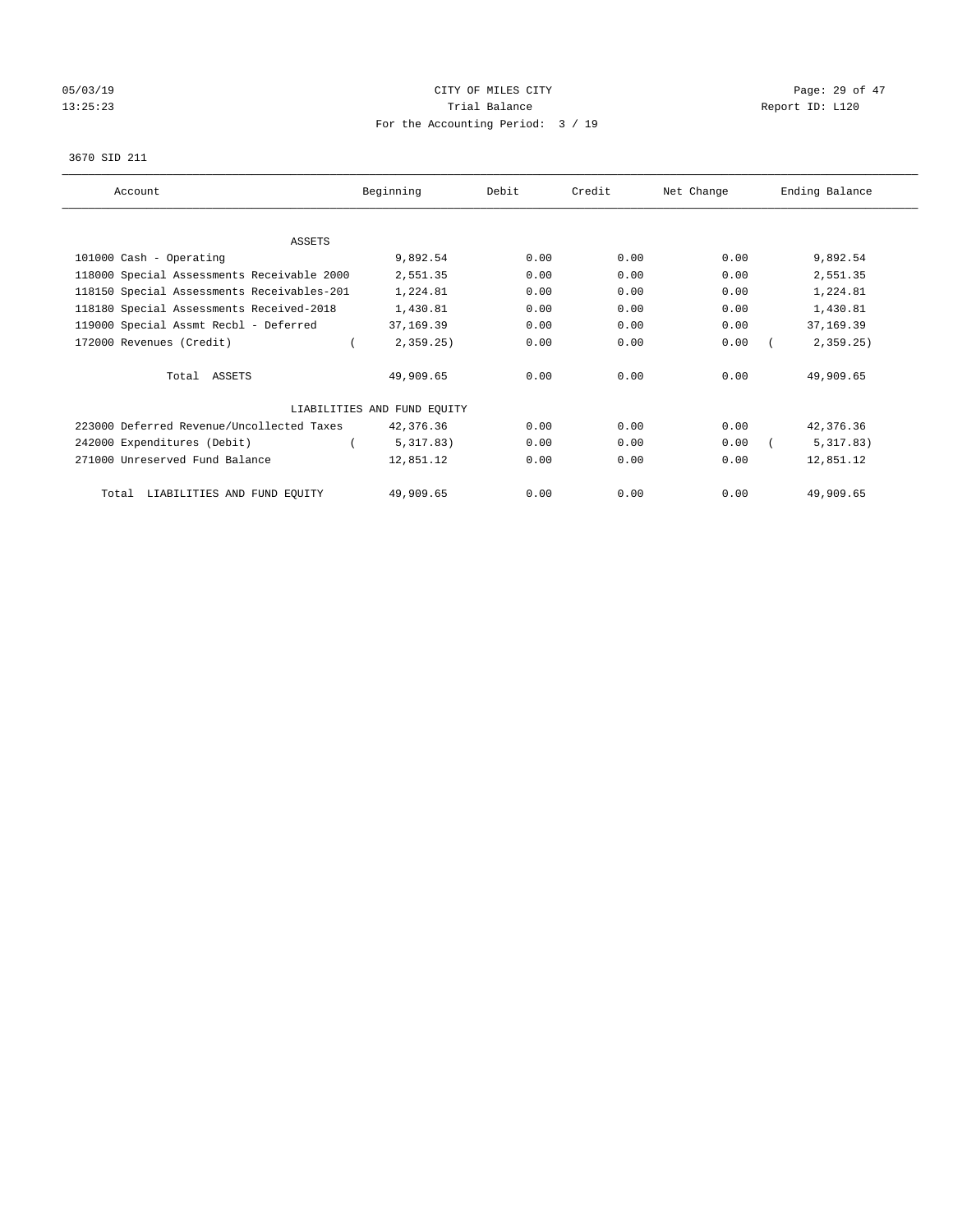CITY OF MILES CITY
Trial Balance
For the Accounting Period: 3 / 19

05/03/19
13:25:23

Report ID: L120

3670 SID 211

| Account | Beginning | Debit | Credit | Net Change | Ending Balance |
|---|---|---|---|---|---|
| ASSETS | | | | | |
| 101000 Cash - Operating | 9,892.54 | 0.00 | 0.00 | 0.00 | 9,892.54 |
| 118000 Special Assessments Receivable 2000 | 2,551.35 | 0.00 | 0.00 | 0.00 | 2,551.35 |
| 118150 Special Assessments Receivables-201 | 1,224.81 | 0.00 | 0.00 | 0.00 | 1,224.81 |
| 118180 Special Assessments Received-2018 | 1,430.81 | 0.00 | 0.00 | 0.00 | 1,430.81 |
| 119000 Special Assmt Recbl - Deferred | 37,169.39 | 0.00 | 0.00 | 0.00 | 37,169.39 |
| 172000 Revenues (Credit) | ( 2,359.25) | 0.00 | 0.00 | 0.00 | ( 2,359.25) |
| Total ASSETS | 49,909.65 | 0.00 | 0.00 | 0.00 | 49,909.65 |
| LIABILITIES AND FUND EQUITY | | | | | |
| 223000 Deferred Revenue/Uncollected Taxes | 42,376.36 | 0.00 | 0.00 | 0.00 | 42,376.36 |
| 242000 Expenditures (Debit) | ( 5,317.83) | 0.00 | 0.00 | 0.00 | ( 5,317.83) |
| 271000 Unreserved Fund Balance | 12,851.12 | 0.00 | 0.00 | 0.00 | 12,851.12 |
| Total LIABILITIES AND FUND EQUITY | 49,909.65 | 0.00 | 0.00 | 0.00 | 49,909.65 |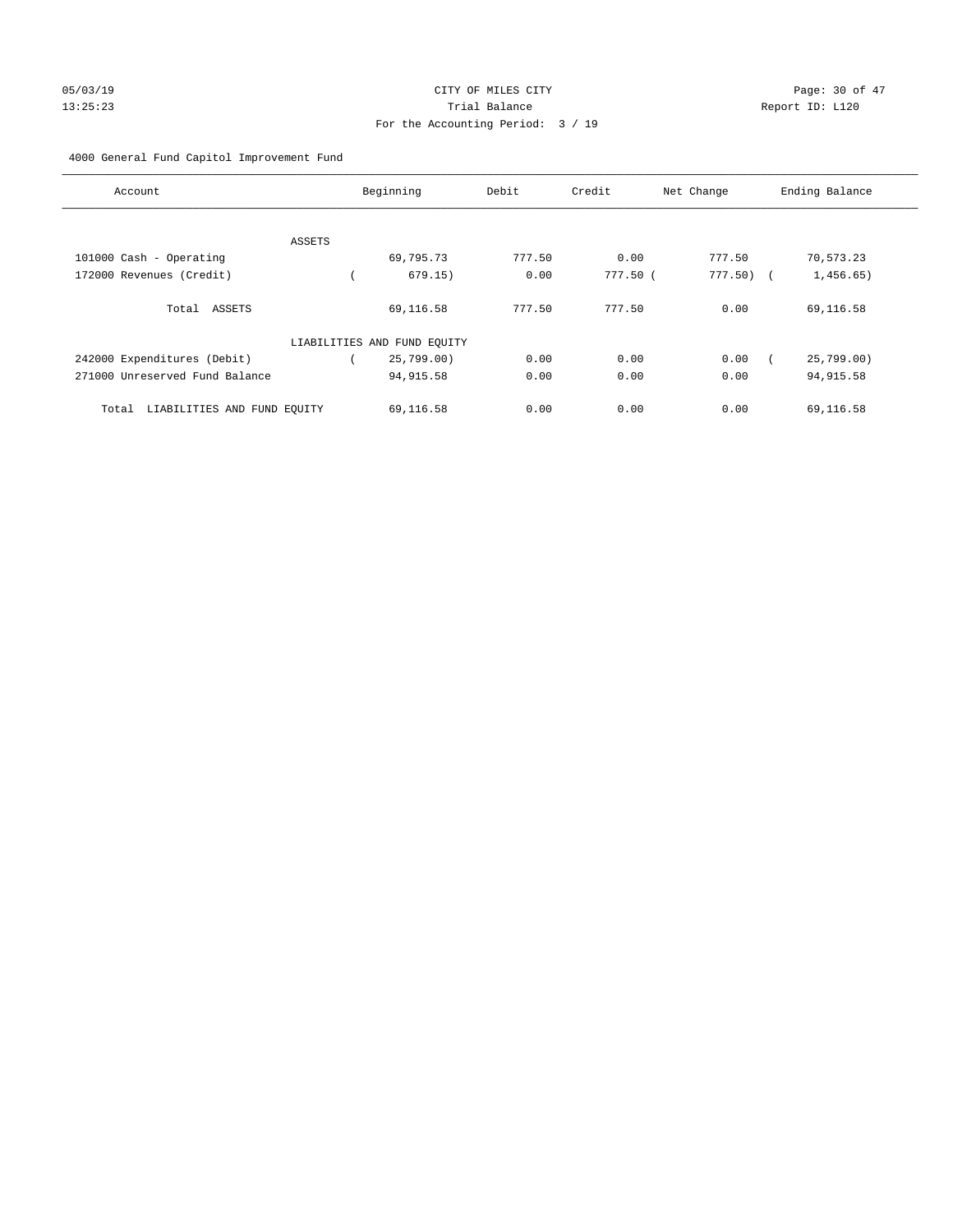05/03/19 CITY OF MILES CITY

13:25:23 Trial Balance Report ID: L120

For the Accounting Period: 3 / 19

4000 General Fund Capitol Improvement Fund

| Account | Beginning | Debit | Credit | Net Change | Ending Balance |
|---|---|---|---|---|---|
| ASSETS | | | | | |
| 101000 Cash - Operating | 69,795.73 | 777.50 | 0.00 | 777.50 | 70,573.23 |
| 172000 Revenues (Credit) | ( 679.15) | 0.00 | 777.50 | ( 777.50) | ( 1,456.65) |
| Total ASSETS | 69,116.58 | 777.50 | 777.50 | 0.00 | 69,116.58 |
| LIABILITIES AND FUND EQUITY | | | | | |
| 242000 Expenditures (Debit) | ( 25,799.00) | 0.00 | 0.00 | 0.00 | ( 25,799.00) |
| 271000 Unreserved Fund Balance | 94,915.58 | 0.00 | 0.00 | 0.00 | 94,915.58 |
| Total LIABILITIES AND FUND EQUITY | 69,116.58 | 0.00 | 0.00 | 0.00 | 69,116.58 |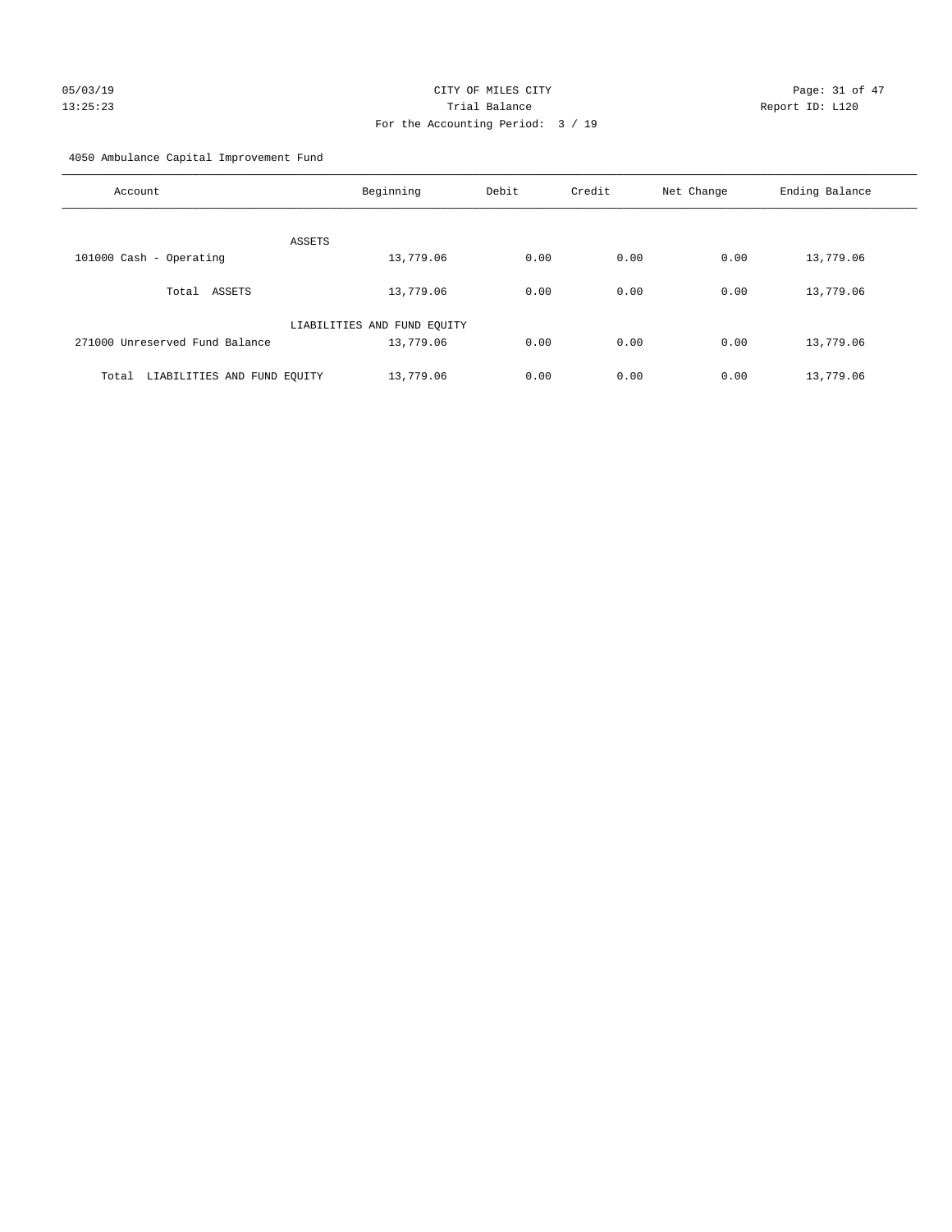05/03/19 CITY OF MILES CITY
13:25:23 Trial Balance Report ID: L120
For the Accounting Period: 3 / 19

4050 Ambulance Capital Improvement Fund

| Account | Beginning | Debit | Credit | Net Change | Ending Balance |
|---|---|---|---|---|---|
| ASSETS | | | | | |
| 101000 Cash - Operating | 13,779.06 | 0.00 | 0.00 | 0.00 | 13,779.06 |
| Total ASSETS | 13,779.06 | 0.00 | 0.00 | 0.00 | 13,779.06 |
| LIABILITIES AND FUND EQUITY | | | | | |
| 271000 Unreserved Fund Balance | 13,779.06 | 0.00 | 0.00 | 0.00 | 13,779.06 |
| Total LIABILITIES AND FUND EQUITY | 13,779.06 | 0.00 | 0.00 | 0.00 | 13,779.06 |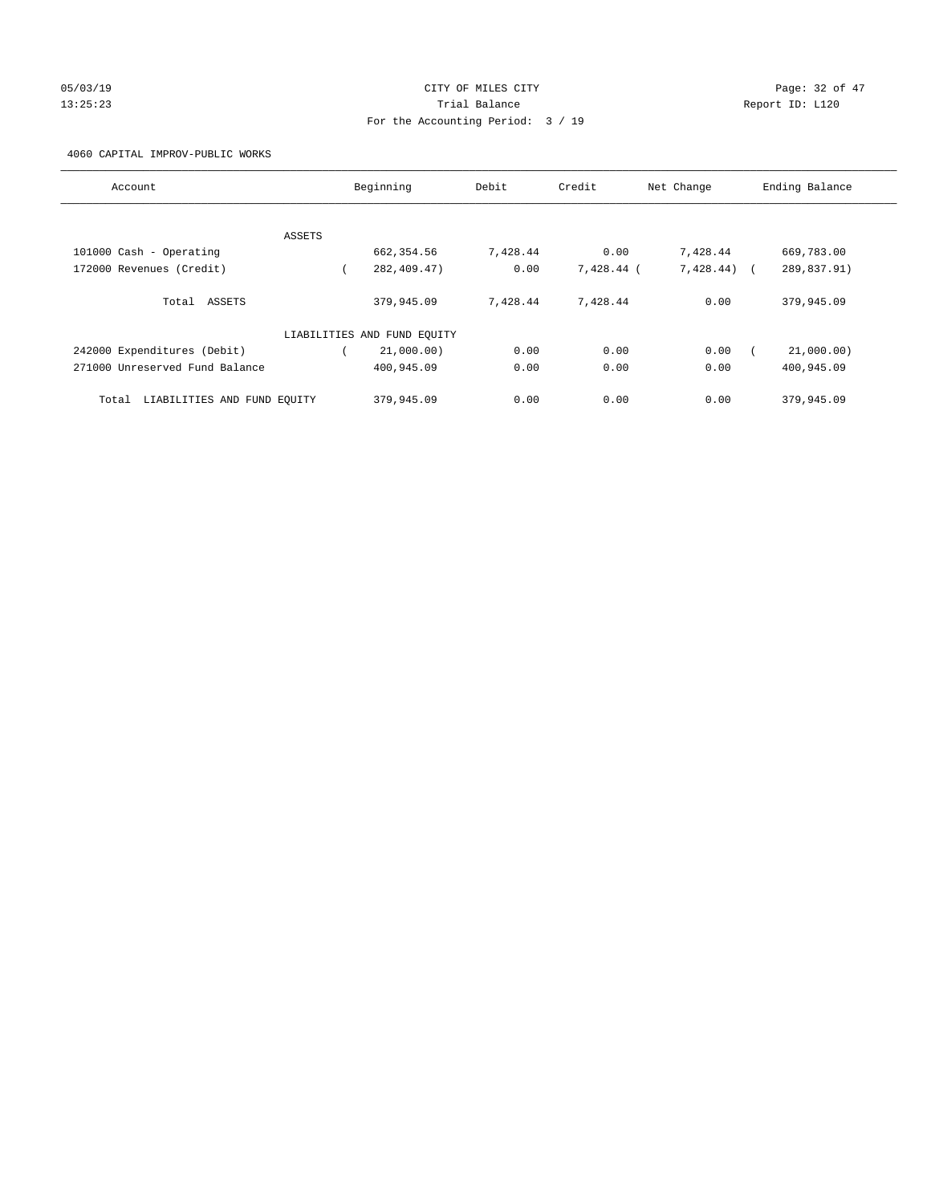CITY OF MILES CITY
Trial Balance
For the Accounting Period: 3 / 19

05/03/19
13:25:23

Report ID: L120

4060 CAPITAL IMPROV-PUBLIC WORKS

| Account | Beginning | Debit | Credit | Net Change | Ending Balance |
|---|---|---|---|---|---|
| ASSETS | | | | | |
| 101000 Cash - Operating | 662,354.56 | 7,428.44 | 0.00 | 7,428.44 | 669,783.00 |
| 172000 Revenues (Credit) | ( 282,409.47) | 0.00 | 7,428.44 | ( 7,428.44) | ( 289,837.91) |
| Total ASSETS | 379,945.09 | 7,428.44 | 7,428.44 | 0.00 | 379,945.09 |
| LIABILITIES AND FUND EQUITY | | | | | |
| 242000 Expenditures (Debit) | ( 21,000.00) | 0.00 | 0.00 | 0.00 | ( 21,000.00) |
| 271000 Unreserved Fund Balance | 400,945.09 | 0.00 | 0.00 | 0.00 | 400,945.09 |
| Total LIABILITIES AND FUND EQUITY | 379,945.09 | 0.00 | 0.00 | 0.00 | 379,945.09 |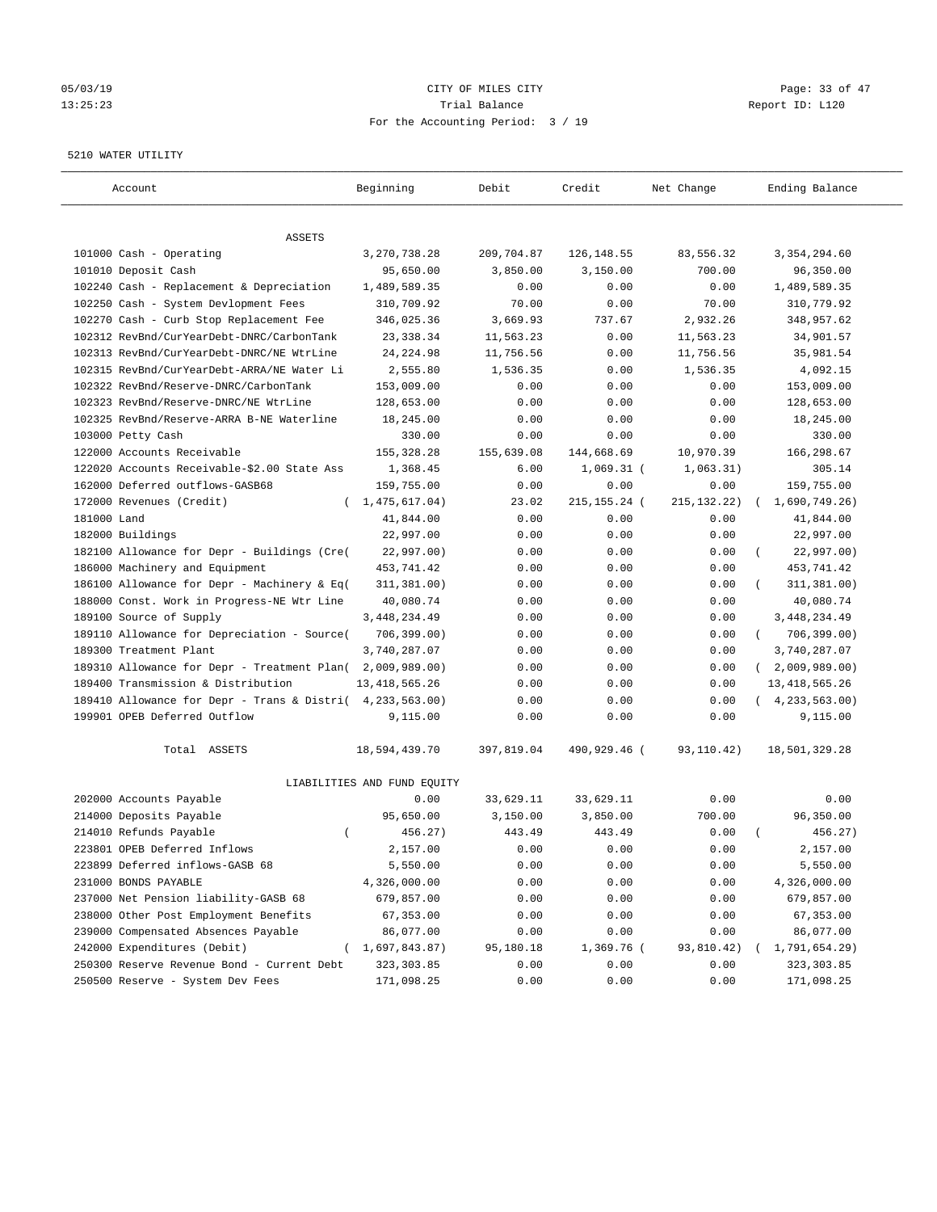05/03/19 CITY OF MILES CITY
13:25:23 Trial Balance Report ID: L120
For the Accounting Period: 3 / 19

5210 WATER UTILITY

| Account | Beginning | Debit | Credit | Net Change | Ending Balance |
|---|---|---|---|---|---|
| ASSETS | | | | | |
| 101000 Cash - Operating | 3,270,738.28 | 209,704.87 | 126,148.55 | 83,556.32 | 3,354,294.60 |
| 101010 Deposit Cash | 95,650.00 | 3,850.00 | 3,150.00 | 700.00 | 96,350.00 |
| 102240 Cash - Replacement & Depreciation | 1,489,589.35 | 0.00 | 0.00 | 0.00 | 1,489,589.35 |
| 102250 Cash - System Devlopment Fees | 310,709.92 | 70.00 | 0.00 | 70.00 | 310,779.92 |
| 102270 Cash - Curb Stop Replacement Fee | 346,025.36 | 3,669.93 | 737.67 | 2,932.26 | 348,957.62 |
| 102312 RevBnd/CurYearDebt-DNRC/CarbonTank | 23,338.34 | 11,563.23 | 0.00 | 11,563.23 | 34,901.57 |
| 102313 RevBnd/CurYearDebt-DNRC/NE WtrLine | 24,224.98 | 11,756.56 | 0.00 | 11,756.56 | 35,981.54 |
| 102315 RevBnd/CurYearDebt-ARRA/NE Water Li | 2,555.80 | 1,536.35 | 0.00 | 1,536.35 | 4,092.15 |
| 102322 RevBnd/Reserve-DNRC/CarbonTank | 153,009.00 | 0.00 | 0.00 | 0.00 | 153,009.00 |
| 102323 RevBnd/Reserve-DNRC/NE WtrLine | 128,653.00 | 0.00 | 0.00 | 0.00 | 128,653.00 |
| 102325 RevBnd/Reserve-ARRA B-NE Waterline | 18,245.00 | 0.00 | 0.00 | 0.00 | 18,245.00 |
| 103000 Petty Cash | 330.00 | 0.00 | 0.00 | 0.00 | 330.00 |
| 122000 Accounts Receivable | 155,328.28 | 155,639.08 | 144,668.69 | 10,970.39 | 166,298.67 |
| 122020 Accounts Receivable-$2.00 State Ass | 1,368.45 | 6.00 | 1,069.31 | ( 1,063.31) | 305.14 |
| 162000 Deferred outflows-GASB68 | 159,755.00 | 0.00 | 0.00 | 0.00 | 159,755.00 |
| 172000 Revenues (Credit) | ( 1,475,617.04) | 23.02 | 215,155.24 | ( 215,132.22) | ( 1,690,749.26) |
| 181000 Land | 41,844.00 | 0.00 | 0.00 | 0.00 | 41,844.00 |
| 182000 Buildings | 22,997.00 | 0.00 | 0.00 | 0.00 | 22,997.00 |
| 182100 Allowance for Depr - Buildings (Cre( | 22,997.00) | 0.00 | 0.00 | 0.00 | ( 22,997.00) |
| 186000 Machinery and Equipment | 453,741.42 | 0.00 | 0.00 | 0.00 | 453,741.42 |
| 186100 Allowance for Depr - Machinery & Eq( | 311,381.00) | 0.00 | 0.00 | 0.00 | ( 311,381.00) |
| 188000 Const. Work in Progress-NE Wtr Line | 40,080.74 | 0.00 | 0.00 | 0.00 | 40,080.74 |
| 189100 Source of Supply | 3,448,234.49 | 0.00 | 0.00 | 0.00 | 3,448,234.49 |
| 189110 Allowance for Depreciation - Source( | 706,399.00) | 0.00 | 0.00 | 0.00 | ( 706,399.00) |
| 189300 Treatment Plant | 3,740,287.07 | 0.00 | 0.00 | 0.00 | 3,740,287.07 |
| 189310 Allowance for Depr - Treatment Plan( | 2,009,989.00) | 0.00 | 0.00 | 0.00 | ( 2,009,989.00) |
| 189400 Transmission & Distribution | 13,418,565.26 | 0.00 | 0.00 | 0.00 | 13,418,565.26 |
| 189410 Allowance for Depr - Trans & Distri( | 4,233,563.00) | 0.00 | 0.00 | 0.00 | ( 4,233,563.00) |
| 199901 OPEB Deferred Outflow | 9,115.00 | 0.00 | 0.00 | 0.00 | 9,115.00 |
| Total ASSETS | 18,594,439.70 | 397,819.04 | 490,929.46 | ( 93,110.42) | 18,501,329.28 |
| LIABILITIES AND FUND EQUITY | | | | | |
| 202000 Accounts Payable | 0.00 | 33,629.11 | 33,629.11 | 0.00 | 0.00 |
| 214000 Deposits Payable | 95,650.00 | 3,150.00 | 3,850.00 | 700.00 | 96,350.00 |
| 214010 Refunds Payable | ( 456.27) | 443.49 | 443.49 | 0.00 | ( 456.27) |
| 223801 OPEB Deferred Inflows | 2,157.00 | 0.00 | 0.00 | 0.00 | 2,157.00 |
| 223899 Deferred inflows-GASB 68 | 5,550.00 | 0.00 | 0.00 | 0.00 | 5,550.00 |
| 231000 BONDS PAYABLE | 4,326,000.00 | 0.00 | 0.00 | 0.00 | 4,326,000.00 |
| 237000 Net Pension liability-GASB 68 | 679,857.00 | 0.00 | 0.00 | 0.00 | 679,857.00 |
| 238000 Other Post Employment Benefits | 67,353.00 | 0.00 | 0.00 | 0.00 | 67,353.00 |
| 239000 Compensated Absences Payable | 86,077.00 | 0.00 | 0.00 | 0.00 | 86,077.00 |
| 242000 Expenditures (Debit) | ( 1,697,843.87) | 95,180.18 | 1,369.76 | ( 93,810.42) | ( 1,791,654.29) |
| 250300 Reserve Revenue Bond - Current Debt | 323,303.85 | 0.00 | 0.00 | 0.00 | 323,303.85 |
| 250500 Reserve - System Dev Fees | 171,098.25 | 0.00 | 0.00 | 0.00 | 171,098.25 |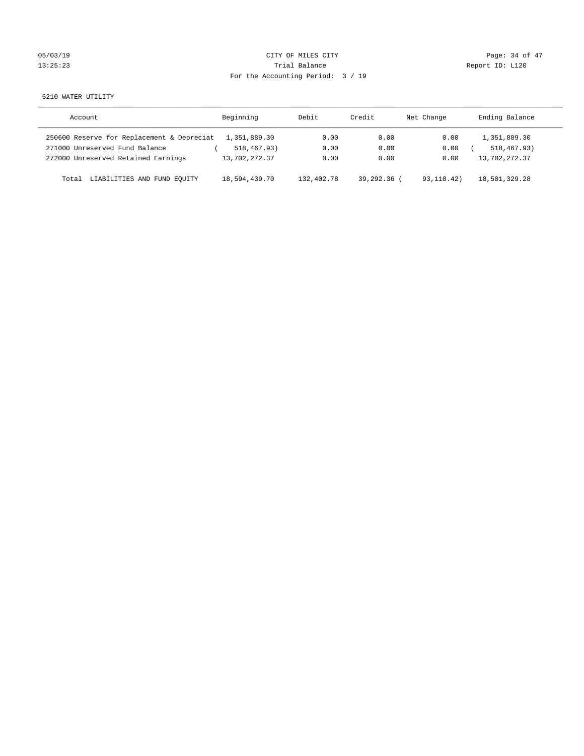CITY OF MILES CITY

Trial Balance

For the Accounting Period: 3 / 19

05/03/19 13:25:23 Report ID: L120

5210 WATER UTILITY

| Account | Beginning | Debit | Credit | Net Change | Ending Balance |
|---|---|---|---|---|---|
| 250600 Reserve for Replacement & Depreciat | 1,351,889.30 | 0.00 | 0.00 | 0.00 | 1,351,889.30 |
| 271000 Unreserved Fund Balance | ( 518,467.93) | 0.00 | 0.00 | 0.00 | ( 518,467.93) |
| 272000 Unreserved Retained Earnings | 13,702,272.37 | 0.00 | 0.00 | 0.00 | 13,702,272.37 |
| Total LIABILITIES AND FUND EQUITY | 18,594,439.70 | 132,402.78 | 39,292.36 | ( 93,110.42) | 18,501,329.28 |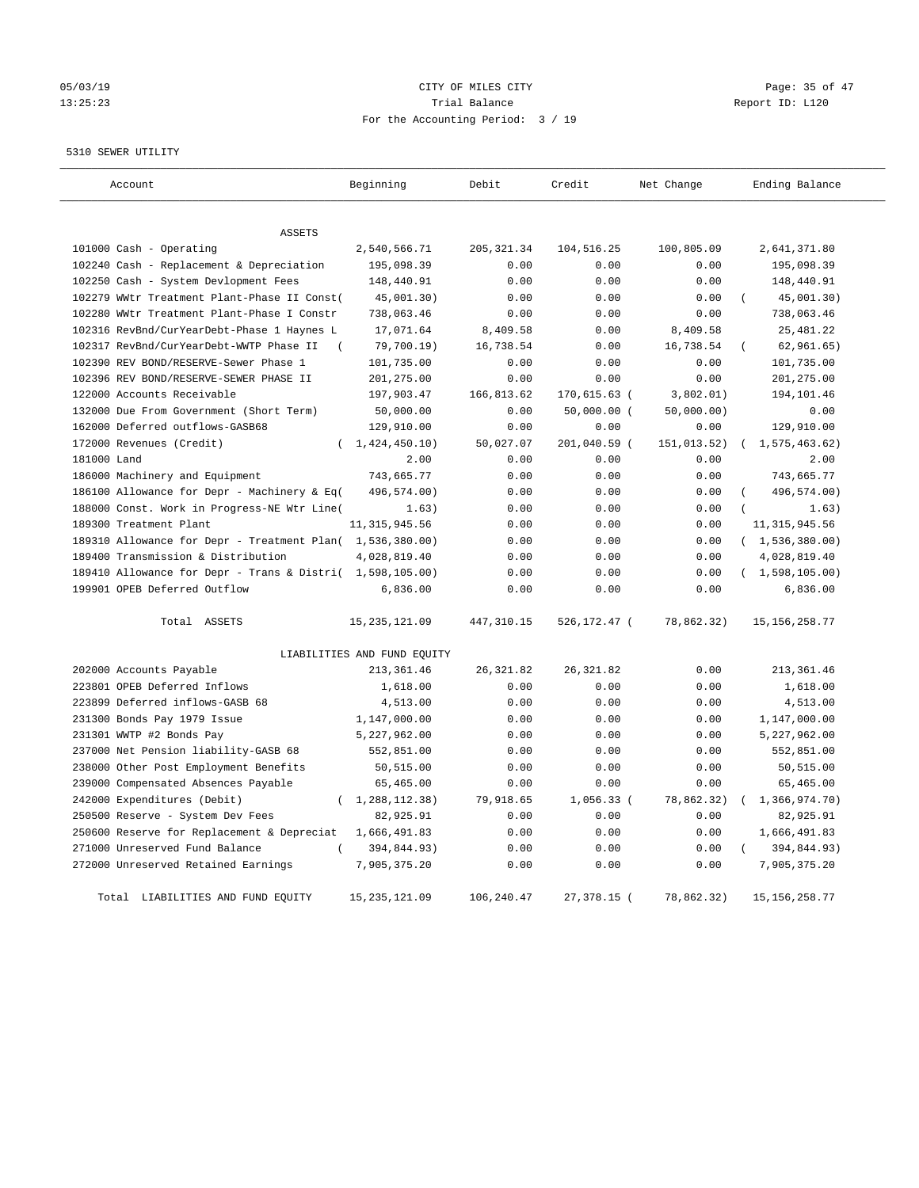05/03/19 CITY OF MILES CITY
13:25:23 Trial Balance Report ID: L120
For the Accounting Period: 3 / 19

5310 SEWER UTILITY

| Account | Beginning | Debit | Credit | Net Change | Ending Balance |
|---|---|---|---|---|---|
| ASSETS | | | | | |
| 101000 Cash - Operating | 2,540,566.71 | 205,321.34 | 104,516.25 | 100,805.09 | 2,641,371.80 |
| 102240 Cash - Replacement & Depreciation | 195,098.39 | 0.00 | 0.00 | 0.00 | 195,098.39 |
| 102250 Cash - System Devlopment Fees | 148,440.91 | 0.00 | 0.00 | 0.00 | 148,440.91 |
| 102279 WWtr Treatment Plant-Phase II Const( | 45,001.30) | 0.00 | 0.00 | 0.00 | ( 45,001.30) |
| 102280 WWtr Treatment Plant-Phase I Constr | 738,063.46 | 0.00 | 0.00 | 0.00 | 738,063.46 |
| 102316 RevBnd/CurYearDebt-Phase 1 Haynes L | 17,071.64 | 8,409.58 | 0.00 | 8,409.58 | 25,481.22 |
| 102317 RevBnd/CurYearDebt-WWTP Phase II ( | 79,700.19) | 16,738.54 | 0.00 | 16,738.54 | ( 62,961.65) |
| 102390 REV BOND/RESERVE-Sewer Phase 1 | 101,735.00 | 0.00 | 0.00 | 0.00 | 101,735.00 |
| 102396 REV BOND/RESERVE-SEWER PHASE II | 201,275.00 | 0.00 | 0.00 | 0.00 | 201,275.00 |
| 122000 Accounts Receivable | 197,903.47 | 166,813.62 | 170,615.63 ( | 3,802.01) | 194,101.46 |
| 132000 Due From Government (Short Term) | 50,000.00 | 0.00 | 50,000.00 ( | 50,000.00) | 0.00 |
| 162000 Deferred outflows-GASB68 | 129,910.00 | 0.00 | 0.00 | 0.00 | 129,910.00 |
| 172000 Revenues (Credit) | ( 1,424,450.10) | 50,027.07 | 201,040.59 ( | 151,013.52) | ( 1,575,463.62) |
| 181000 Land | 2.00 | 0.00 | 0.00 | 0.00 | 2.00 |
| 186000 Machinery and Equipment | 743,665.77 | 0.00 | 0.00 | 0.00 | 743,665.77 |
| 186100 Allowance for Depr - Machinery & Eq( | 496,574.00) | 0.00 | 0.00 | 0.00 | ( 496,574.00) |
| 188000 Const. Work in Progress-NE Wtr Line( | 1.63) | 0.00 | 0.00 | 0.00 | ( 1.63) |
| 189300 Treatment Plant | 11,315,945.56 | 0.00 | 0.00 | 0.00 | 11,315,945.56 |
| 189310 Allowance for Depr - Treatment Plan( | 1,536,380.00) | 0.00 | 0.00 | 0.00 | ( 1,536,380.00) |
| 189400 Transmission & Distribution | 4,028,819.40 | 0.00 | 0.00 | 0.00 | 4,028,819.40 |
| 189410 Allowance for Depr - Trans & Distri( | 1,598,105.00) | 0.00 | 0.00 | 0.00 | ( 1,598,105.00) |
| 199901 OPEB Deferred Outflow | 6,836.00 | 0.00 | 0.00 | 0.00 | 6,836.00 |
| Total ASSETS | 15,235,121.09 | 447,310.15 | 526,172.47 ( | 78,862.32) | 15,156,258.77 |
| LIABILITIES AND FUND EQUITY | | | | | |
| 202000 Accounts Payable | 213,361.46 | 26,321.82 | 26,321.82 | 0.00 | 213,361.46 |
| 223801 OPEB Deferred Inflows | 1,618.00 | 0.00 | 0.00 | 0.00 | 1,618.00 |
| 223899 Deferred inflows-GASB 68 | 4,513.00 | 0.00 | 0.00 | 0.00 | 4,513.00 |
| 231300 Bonds Pay 1979 Issue | 1,147,000.00 | 0.00 | 0.00 | 0.00 | 1,147,000.00 |
| 231301 WWTP #2 Bonds Pay | 5,227,962.00 | 0.00 | 0.00 | 0.00 | 5,227,962.00 |
| 237000 Net Pension liability-GASB 68 | 552,851.00 | 0.00 | 0.00 | 0.00 | 552,851.00 |
| 238000 Other Post Employment Benefits | 50,515.00 | 0.00 | 0.00 | 0.00 | 50,515.00 |
| 239000 Compensated Absences Payable | 65,465.00 | 0.00 | 0.00 | 0.00 | 65,465.00 |
| 242000 Expenditures (Debit) | ( 1,288,112.38) | 79,918.65 | 1,056.33 ( | 78,862.32) | ( 1,366,974.70) |
| 250500 Reserve - System Dev Fees | 82,925.91 | 0.00 | 0.00 | 0.00 | 82,925.91 |
| 250600 Reserve for Replacement & Depreciat | 1,666,491.83 | 0.00 | 0.00 | 0.00 | 1,666,491.83 |
| 271000 Unreserved Fund Balance | ( 394,844.93) | 0.00 | 0.00 | 0.00 | ( 394,844.93) |
| 272000 Unreserved Retained Earnings | 7,905,375.20 | 0.00 | 0.00 | 0.00 | 7,905,375.20 |
| Total LIABILITIES AND FUND EQUITY | 15,235,121.09 | 106,240.47 | 27,378.15 ( | 78,862.32) | 15,156,258.77 |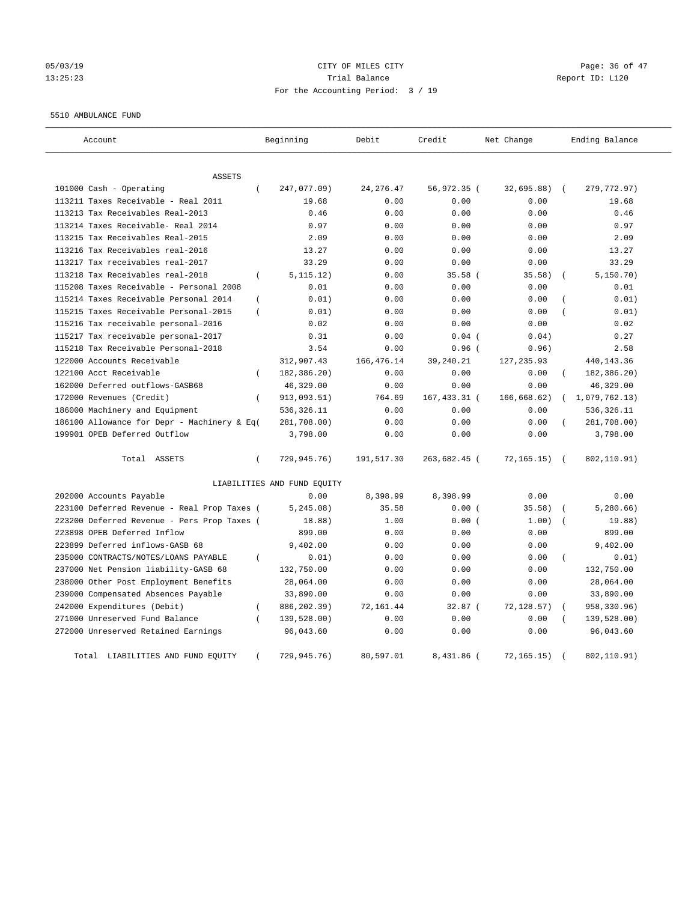05/03/19 CITY OF MILES CITY
13:25:23 Trial Balance Report ID: L120
For the Accounting Period: 3 / 19

5510 AMBULANCE FUND

| Account | Beginning | Debit | Credit | Net Change | Ending Balance |
|---|---|---|---|---|---|
| ASSETS | | | | | |
| 101000 Cash - Operating | ( 247,077.09) | 24,276.47 | 56,972.35 | ( 32,695.88) | ( 279,772.97) |
| 113211 Taxes Receivable - Real 2011 | 19.68 | 0.00 | 0.00 | 0.00 | 19.68 |
| 113213 Tax Receivables Real-2013 | 0.46 | 0.00 | 0.00 | 0.00 | 0.46 |
| 113214 Taxes Receivable- Real 2014 | 0.97 | 0.00 | 0.00 | 0.00 | 0.97 |
| 113215 Tax Receivables Real-2015 | 2.09 | 0.00 | 0.00 | 0.00 | 2.09 |
| 113216 Tax Receivables real-2016 | 13.27 | 0.00 | 0.00 | 0.00 | 13.27 |
| 113217 Tax receivables real-2017 | 33.29 | 0.00 | 0.00 | 0.00 | 33.29 |
| 113218 Tax Receivables real-2018 | ( 5,115.12) | 0.00 | 35.58 | ( 35.58) | ( 5,150.70) |
| 115208 Taxes Receivable - Personal 2008 | 0.01 | 0.00 | 0.00 | 0.00 | 0.01 |
| 115214 Taxes Receivable Personal 2014 | ( 0.01) | 0.00 | 0.00 | 0.00 | ( 0.01) |
| 115215 Taxes Receivable Personal-2015 | ( 0.01) | 0.00 | 0.00 | 0.00 | ( 0.01) |
| 115216 Tax receivable personal-2016 | 0.02 | 0.00 | 0.00 | 0.00 | 0.02 |
| 115217 Tax receivable personal-2017 | 0.31 | 0.00 | 0.04 | ( 0.04) | 0.27 |
| 115218 Tax Receivable Personal-2018 | 3.54 | 0.00 | 0.96 | ( 0.96) | 2.58 |
| 122000 Accounts Receivable | 312,907.43 | 166,476.14 | 39,240.21 | 127,235.93 | 440,143.36 |
| 122100 Acct Receivable | ( 182,386.20) | 0.00 | 0.00 | 0.00 | ( 182,386.20) |
| 162000 Deferred outflows-GASB68 | 46,329.00 | 0.00 | 0.00 | 0.00 | 46,329.00 |
| 172000 Revenues (Credit) | ( 913,093.51) | 764.69 | 167,433.31 | ( 166,668.62) | ( 1,079,762.13) |
| 186000 Machinery and Equipment | 536,326.11 | 0.00 | 0.00 | 0.00 | 536,326.11 |
| 186100 Allowance for Depr - Machinery & Eq( | 281,708.00) | 0.00 | 0.00 | 0.00 | ( 281,708.00) |
| 199901 OPEB Deferred Outflow | 3,798.00 | 0.00 | 0.00 | 0.00 | 3,798.00 |
| Total ASSETS | ( 729,945.76) | 191,517.30 | 263,682.45 | ( 72,165.15) | ( 802,110.91) |
| LIABILITIES AND FUND EQUITY | | | | | |
| 202000 Accounts Payable | 0.00 | 8,398.99 | 8,398.99 | 0.00 | 0.00 |
| 223100 Deferred Revenue - Real Prop Taxes ( | 5,245.08) | 35.58 | 0.00 | ( 35.58) | ( 5,280.66) |
| 223200 Deferred Revenue - Pers Prop Taxes ( | 18.88) | 1.00 | 0.00 | ( 1.00) | ( 19.88) |
| 223898 OPEB Deferred Inflow | 899.00 | 0.00 | 0.00 | 0.00 | 899.00 |
| 223899 Deferred inflows-GASB 68 | 9,402.00 | 0.00 | 0.00 | 0.00 | 9,402.00 |
| 235000 CONTRACTS/NOTES/LOANS PAYABLE | ( 0.01) | 0.00 | 0.00 | 0.00 | ( 0.01) |
| 237000 Net Pension liability-GASB 68 | 132,750.00 | 0.00 | 0.00 | 0.00 | 132,750.00 |
| 238000 Other Post Employment Benefits | 28,064.00 | 0.00 | 0.00 | 0.00 | 28,064.00 |
| 239000 Compensated Absences Payable | 33,890.00 | 0.00 | 0.00 | 0.00 | 33,890.00 |
| 242000 Expenditures (Debit) | ( 886,202.39) | 72,161.44 | 32.87 | ( 72,128.57) | ( 958,330.96) |
| 271000 Unreserved Fund Balance | ( 139,528.00) | 0.00 | 0.00 | 0.00 | ( 139,528.00) |
| 272000 Unreserved Retained Earnings | 96,043.60 | 0.00 | 0.00 | 0.00 | 96,043.60 |
| Total LIABILITIES AND FUND EQUITY | ( 729,945.76) | 80,597.01 | 8,431.86 | ( 72,165.15) | ( 802,110.91) |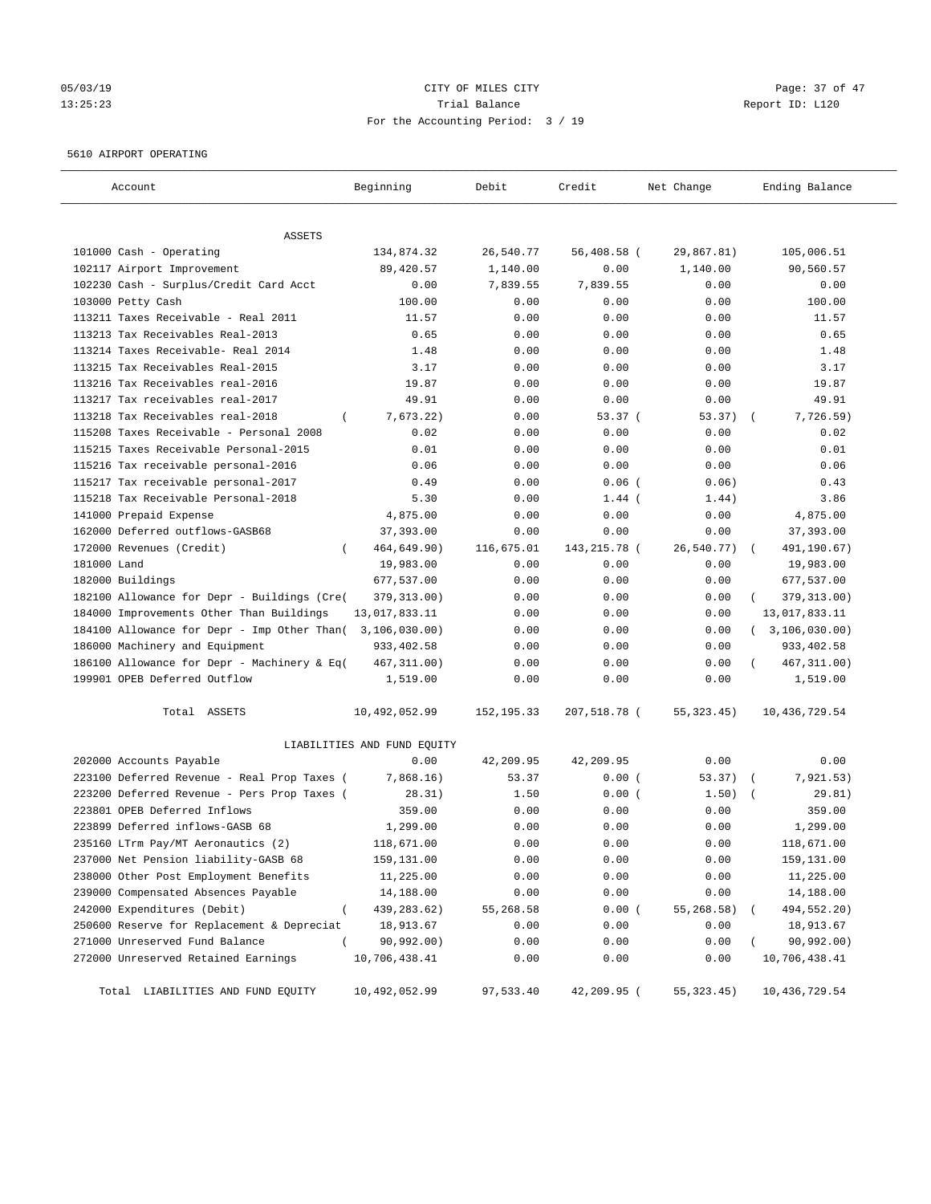05/03/19 CITY OF MILES CITY
13:25:23 Trial Balance Report ID: L120
For the Accounting Period: 3 / 19

5610 AIRPORT OPERATING

| Account | Beginning | Debit | Credit | Net Change | Ending Balance |
|---|---|---|---|---|---|
| ASSETS | | | | | |
| 101000 Cash - Operating | 134,874.32 | 26,540.77 | 56,408.58 | ( 29,867.81) | 105,006.51 |
| 102117 Airport Improvement | 89,420.57 | 1,140.00 | 0.00 | 1,140.00 | 90,560.57 |
| 102230 Cash - Surplus/Credit Card Acct | 0.00 | 7,839.55 | 7,839.55 | 0.00 | 0.00 |
| 103000 Petty Cash | 100.00 | 0.00 | 0.00 | 0.00 | 100.00 |
| 113211 Taxes Receivable - Real 2011 | 11.57 | 0.00 | 0.00 | 0.00 | 11.57 |
| 113213 Tax Receivables Real-2013 | 0.65 | 0.00 | 0.00 | 0.00 | 0.65 |
| 113214 Taxes Receivable- Real 2014 | 1.48 | 0.00 | 0.00 | 0.00 | 1.48 |
| 113215 Tax Receivables Real-2015 | 3.17 | 0.00 | 0.00 | 0.00 | 3.17 |
| 113216 Tax Receivables real-2016 | 19.87 | 0.00 | 0.00 | 0.00 | 19.87 |
| 113217 Tax receivables real-2017 | 49.91 | 0.00 | 0.00 | 0.00 | 49.91 |
| 113218 Tax Receivables real-2018 | ( 7,673.22) | 0.00 | 53.37 | ( 53.37) | ( 7,726.59) |
| 115208 Taxes Receivable - Personal 2008 | 0.02 | 0.00 | 0.00 | 0.00 | 0.02 |
| 115215 Taxes Receivable Personal-2015 | 0.01 | 0.00 | 0.00 | 0.00 | 0.01 |
| 115216 Tax receivable personal-2016 | 0.06 | 0.00 | 0.00 | 0.00 | 0.06 |
| 115217 Tax receivable personal-2017 | 0.49 | 0.00 | 0.06 | ( 0.06) | 0.43 |
| 115218 Tax Receivable Personal-2018 | 5.30 | 0.00 | 1.44 | ( 1.44) | 3.86 |
| 141000 Prepaid Expense | 4,875.00 | 0.00 | 0.00 | 0.00 | 4,875.00 |
| 162000 Deferred outflows-GASB68 | 37,393.00 | 0.00 | 0.00 | 0.00 | 37,393.00 |
| 172000 Revenues (Credit) | ( 464,649.90) | 116,675.01 | 143,215.78 | ( 26,540.77) | ( 491,190.67) |
| 181000 Land | 19,983.00 | 0.00 | 0.00 | 0.00 | 19,983.00 |
| 182000 Buildings | 677,537.00 | 0.00 | 0.00 | 0.00 | 677,537.00 |
| 182100 Allowance for Depr - Buildings (Cre( | 379,313.00) | 0.00 | 0.00 | 0.00 | ( 379,313.00) |
| 184000 Improvements Other Than Buildings | 13,017,833.11 | 0.00 | 0.00 | 0.00 | 13,017,833.11 |
| 184100 Allowance for Depr - Imp Other Than( | 3,106,030.00) | 0.00 | 0.00 | 0.00 | ( 3,106,030.00) |
| 186000 Machinery and Equipment | 933,402.58 | 0.00 | 0.00 | 0.00 | 933,402.58 |
| 186100 Allowance for Depr - Machinery & Eq( | 467,311.00) | 0.00 | 0.00 | 0.00 | ( 467,311.00) |
| 199901 OPEB Deferred Outflow | 1,519.00 | 0.00 | 0.00 | 0.00 | 1,519.00 |
| Total ASSETS | 10,492,052.99 | 152,195.33 | 207,518.78 | ( 55,323.45) | 10,436,729.54 |
| LIABILITIES AND FUND EQUITY | | | | | |
| 202000 Accounts Payable | 0.00 | 42,209.95 | 42,209.95 | 0.00 | 0.00 |
| 223100 Deferred Revenue - Real Prop Taxes ( | 7,868.16) | 53.37 | 0.00 | ( 53.37) | ( 7,921.53) |
| 223200 Deferred Revenue - Pers Prop Taxes ( | 28.31) | 1.50 | 0.00 | ( 1.50) | ( 29.81) |
| 223801 OPEB Deferred Inflows | 359.00 | 0.00 | 0.00 | 0.00 | 359.00 |
| 223899 Deferred inflows-GASB 68 | 1,299.00 | 0.00 | 0.00 | 0.00 | 1,299.00 |
| 235160 LTrm Pay/MT Aeronautics (2) | 118,671.00 | 0.00 | 0.00 | 0.00 | 118,671.00 |
| 237000 Net Pension liability-GASB 68 | 159,131.00 | 0.00 | 0.00 | 0.00 | 159,131.00 |
| 238000 Other Post Employment Benefits | 11,225.00 | 0.00 | 0.00 | 0.00 | 11,225.00 |
| 239000 Compensated Absences Payable | 14,188.00 | 0.00 | 0.00 | 0.00 | 14,188.00 |
| 242000 Expenditures (Debit) | ( 439,283.62) | 55,268.58 | 0.00 | ( 55,268.58) | ( 494,552.20) |
| 250600 Reserve for Replacement & Depreciat | 18,913.67 | 0.00 | 0.00 | 0.00 | 18,913.67 |
| 271000 Unreserved Fund Balance | ( 90,992.00) | 0.00 | 0.00 | 0.00 | ( 90,992.00) |
| 272000 Unreserved Retained Earnings | 10,706,438.41 | 0.00 | 0.00 | 0.00 | 10,706,438.41 |
| Total LIABILITIES AND FUND EQUITY | 10,492,052.99 | 97,533.40 | 42,209.95 | ( 55,323.45) | 10,436,729.54 |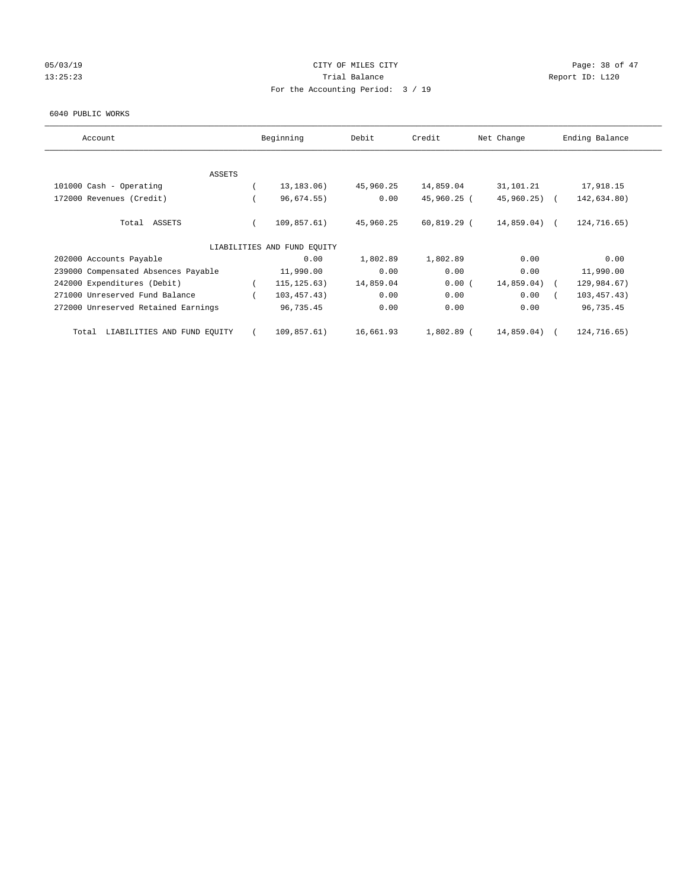CITY OF MILES CITY

Trial Balance

For the Accounting Period: 3 / 19

05/03/19 13:25:23 Report ID: L120

6040 PUBLIC WORKS

| Account | Beginning | Debit | Credit | Net Change | Ending Balance |
|---|---|---|---|---|---|
| ASSETS | | | | | |
| 101000 Cash - Operating | ( 13,183.06) | 45,960.25 | 14,859.04 | 31,101.21 | 17,918.15 |
| 172000 Revenues (Credit) | ( 96,674.55) | 0.00 | 45,960.25 | ( 45,960.25) | ( 142,634.80) |
| Total ASSETS | ( 109,857.61) | 45,960.25 | 60,819.29 | ( 14,859.04) | ( 124,716.65) |
| LIABILITIES AND FUND EQUITY | | | | | |
| 202000 Accounts Payable | 0.00 | 1,802.89 | 1,802.89 | 0.00 | 0.00 |
| 239000 Compensated Absences Payable | 11,990.00 | 0.00 | 0.00 | 0.00 | 11,990.00 |
| 242000 Expenditures (Debit) | ( 115,125.63) | 14,859.04 | 0.00 | ( 14,859.04) | ( 129,984.67) |
| 271000 Unreserved Fund Balance | ( 103,457.43) | 0.00 | 0.00 | 0.00 | ( 103,457.43) |
| 272000 Unreserved Retained Earnings | 96,735.45 | 0.00 | 0.00 | 0.00 | 96,735.45 |
| Total LIABILITIES AND FUND EQUITY | ( 109,857.61) | 16,661.93 | 1,802.89 | ( 14,859.04) | ( 124,716.65) |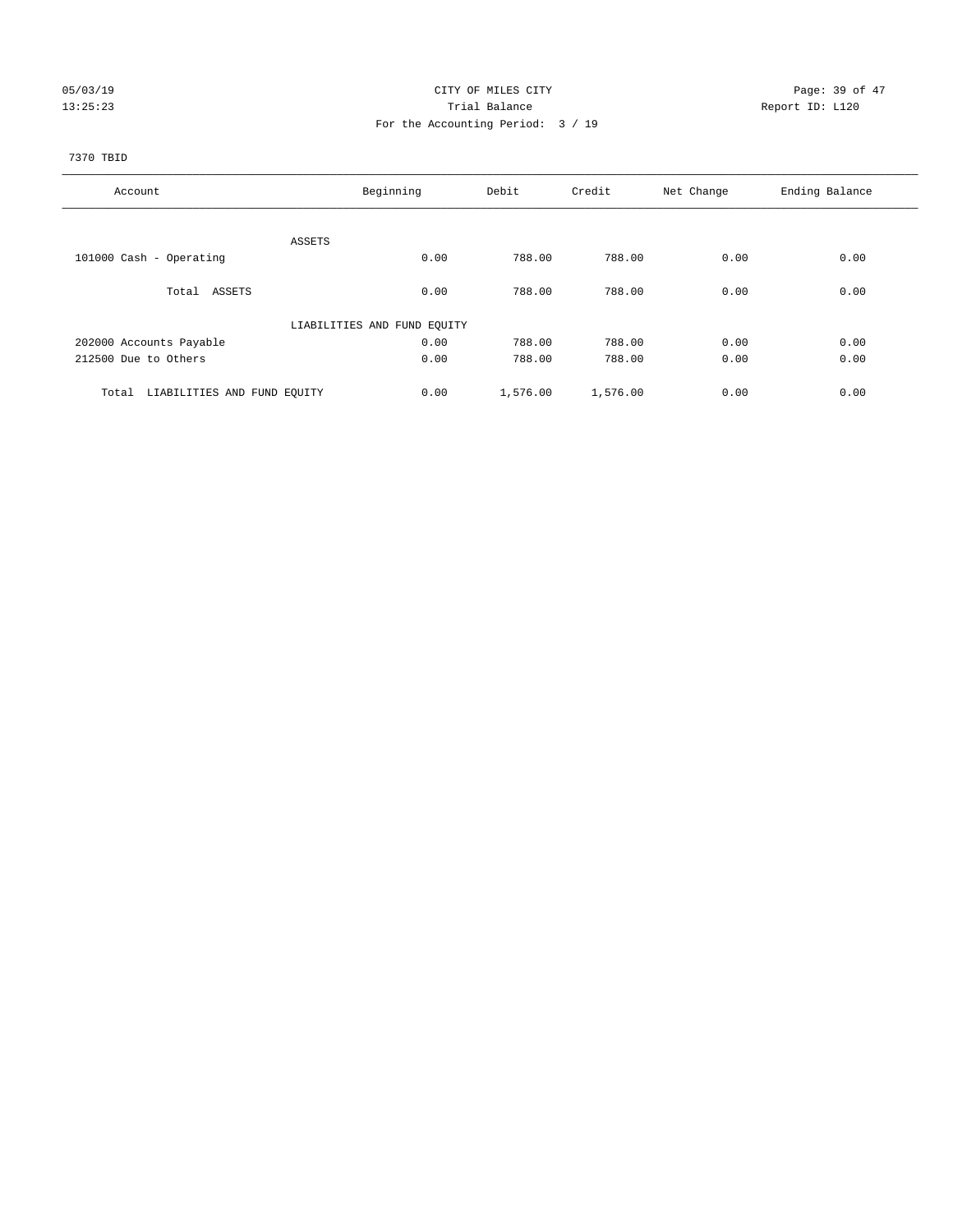CITY OF MILES CITY

Trial Balance

For the Accounting Period: 3 / 19

Report ID: L120

05/03/19 13:25:23

7370 TBID

| Account | Beginning | Debit | Credit | Net Change | Ending Balance |
|---|---|---|---|---|---|
| ASSETS | | | | | |
| 101000 Cash - Operating | 0.00 | 788.00 | 788.00 | 0.00 | 0.00 |
| Total ASSETS | 0.00 | 788.00 | 788.00 | 0.00 | 0.00 |
| LIABILITIES AND FUND EQUITY | | | | | |
| 202000 Accounts Payable | 0.00 | 788.00 | 788.00 | 0.00 | 0.00 |
| 212500 Due to Others | 0.00 | 788.00 | 788.00 | 0.00 | 0.00 |
| Total LIABILITIES AND FUND EQUITY | 0.00 | 1,576.00 | 1,576.00 | 0.00 | 0.00 |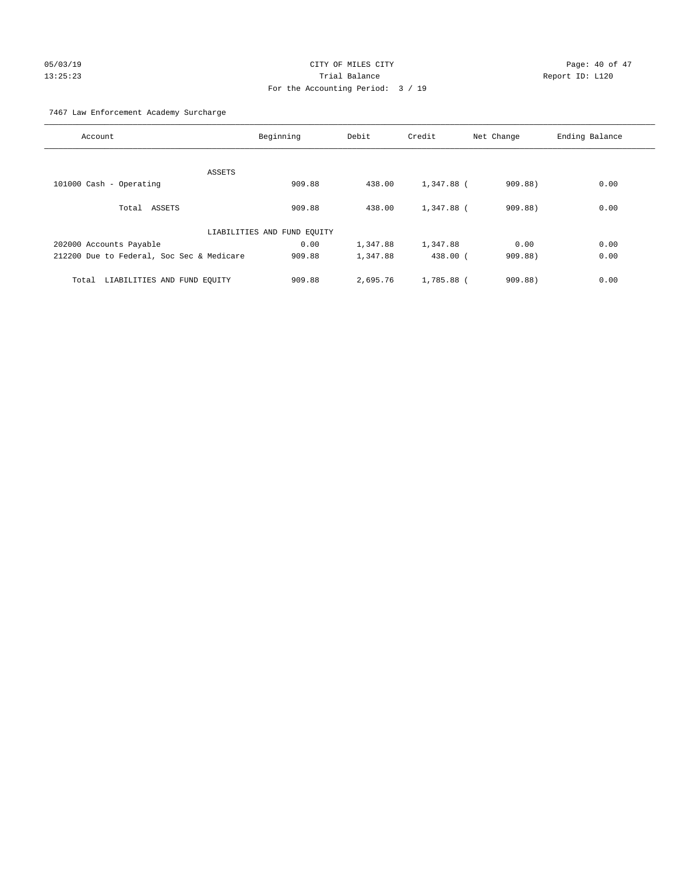CITY OF MILES CITY

Trial Balance

For the Accounting Period: 3 / 19

05/03/19 13:25:23 Report ID: L120

7467 Law Enforcement Academy Surcharge

| Account | Beginning | Debit | Credit | Net Change | Ending Balance |
|---|---|---|---|---|---|
| ASSETS | | | | | |
| 101000 Cash - Operating | 909.88 | 438.00 | 1,347.88 | ( 909.88) | 0.00 |
| Total ASSETS | 909.88 | 438.00 | 1,347.88 | ( 909.88) | 0.00 |
| LIABILITIES AND FUND EQUITY | | | | | |
| 202000 Accounts Payable | 0.00 | 1,347.88 | 1,347.88 | 0.00 | 0.00 |
| 212200 Due to Federal, Soc Sec & Medicare | 909.88 | 1,347.88 | 438.00 | ( 909.88) | 0.00 |
| Total LIABILITIES AND FUND EQUITY | 909.88 | 2,695.76 | 1,785.88 | ( 909.88) | 0.00 |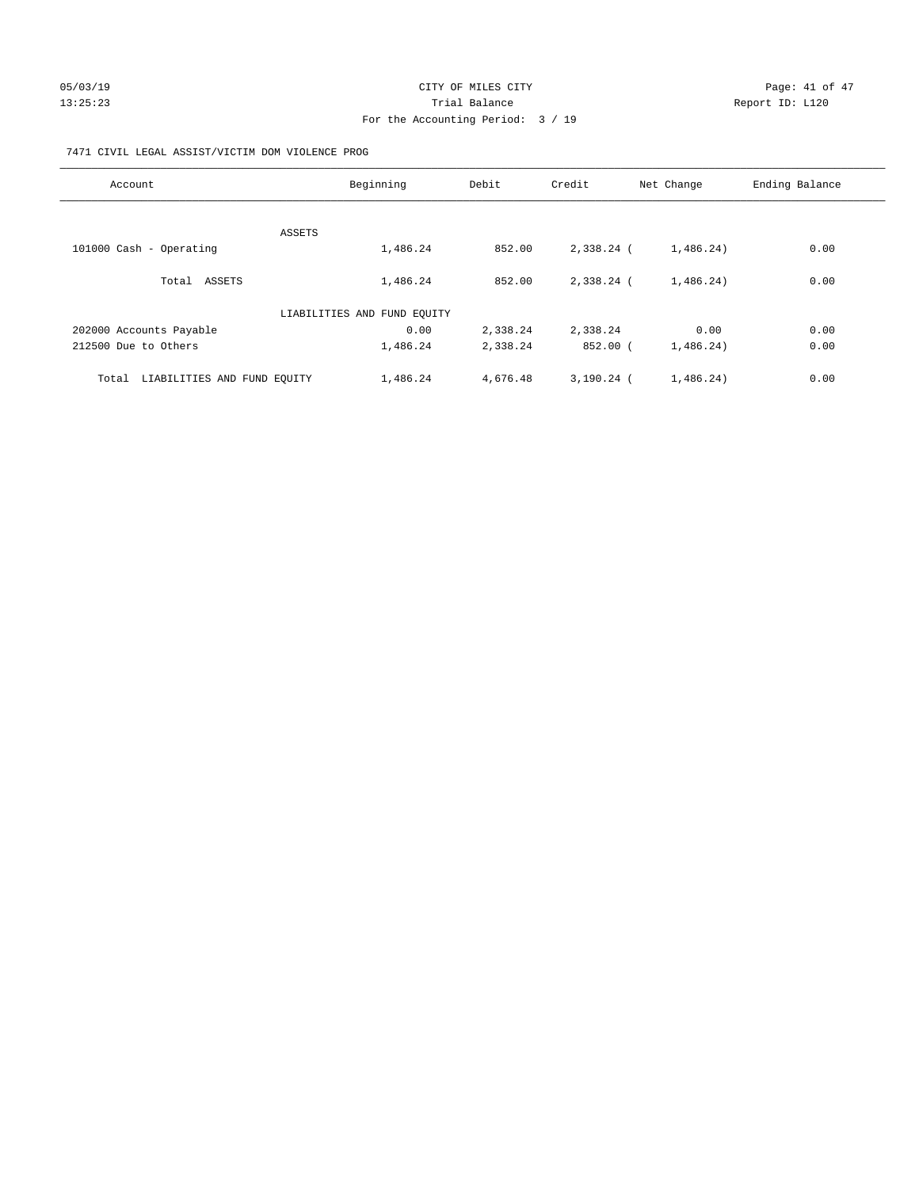CITY OF MILES CITY
Trial Balance
For the Accounting Period: 3 / 19

05/03/19
13:25:23

Report ID: L120

7471 CIVIL LEGAL ASSIST/VICTIM DOM VIOLENCE PROG

| Account | Beginning | Debit | Credit | Net Change | Ending Balance |
|---|---|---|---|---|---|
| ASSETS | | | | | |
| 101000 Cash - Operating | 1,486.24 | 852.00 | 2,338.24 | ( 1,486.24) | 0.00 |
| Total ASSETS | 1,486.24 | 852.00 | 2,338.24 | ( 1,486.24) | 0.00 |
| LIABILITIES AND FUND EQUITY | | | | | |
| 202000 Accounts Payable | 0.00 | 2,338.24 | 2,338.24 | 0.00 | 0.00 |
| 212500 Due to Others | 1,486.24 | 2,338.24 | 852.00 | ( 1,486.24) | 0.00 |
| Total LIABILITIES AND FUND EQUITY | 1,486.24 | 4,676.48 | 3,190.24 | ( 1,486.24) | 0.00 |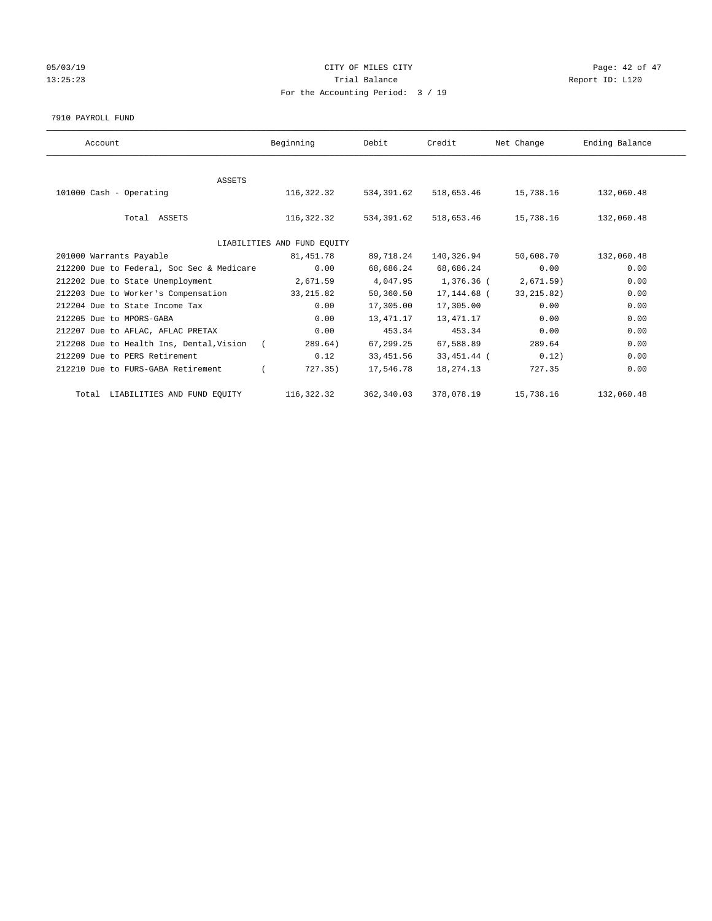CITY OF MILES CITY

Trial Balance

For the Accounting Period: 3 / 19

05/03/19 13:25:23 Report ID: L120

7910 PAYROLL FUND

| Account | Beginning | Debit | Credit | Net Change | Ending Balance |
|---|---|---|---|---|---|
| ASSETS | | | | | |
| 101000 Cash - Operating | 116,322.32 | 534,391.62 | 518,653.46 | 15,738.16 | 132,060.48 |
| Total ASSETS | 116,322.32 | 534,391.62 | 518,653.46 | 15,738.16 | 132,060.48 |
| LIABILITIES AND FUND EQUITY | | | | | |
| 201000 Warrants Payable | 81,451.78 | 89,718.24 | 140,326.94 | 50,608.70 | 132,060.48 |
| 212200 Due to Federal, Soc Sec & Medicare | 0.00 | 68,686.24 | 68,686.24 | 0.00 | 0.00 |
| 212202 Due to State Unemployment | 2,671.59 | 4,047.95 | 1,376.36 | ( 2,671.59) | 0.00 |
| 212203 Due to Worker's Compensation | 33,215.82 | 50,360.50 | 17,144.68 | ( 33,215.82) | 0.00 |
| 212204 Due to State Income Tax | 0.00 | 17,305.00 | 17,305.00 | 0.00 | 0.00 |
| 212205 Due to MPORS-GABA | 0.00 | 13,471.17 | 13,471.17 | 0.00 | 0.00 |
| 212207 Due to AFLAC, AFLAC PRETAX | 0.00 | 453.34 | 453.34 | 0.00 | 0.00 |
| 212208 Due to Health Ins, Dental,Vision | ( 289.64) | 67,299.25 | 67,588.89 | 289.64 | 0.00 |
| 212209 Due to PERS Retirement | 0.12 | 33,451.56 | 33,451.44 | ( 0.12) | 0.00 |
| 212210 Due to FURS-GABA Retirement | ( 727.35) | 17,546.78 | 18,274.13 | 727.35 | 0.00 |
| Total LIABILITIES AND FUND EQUITY | 116,322.32 | 362,340.03 | 378,078.19 | 15,738.16 | 132,060.48 |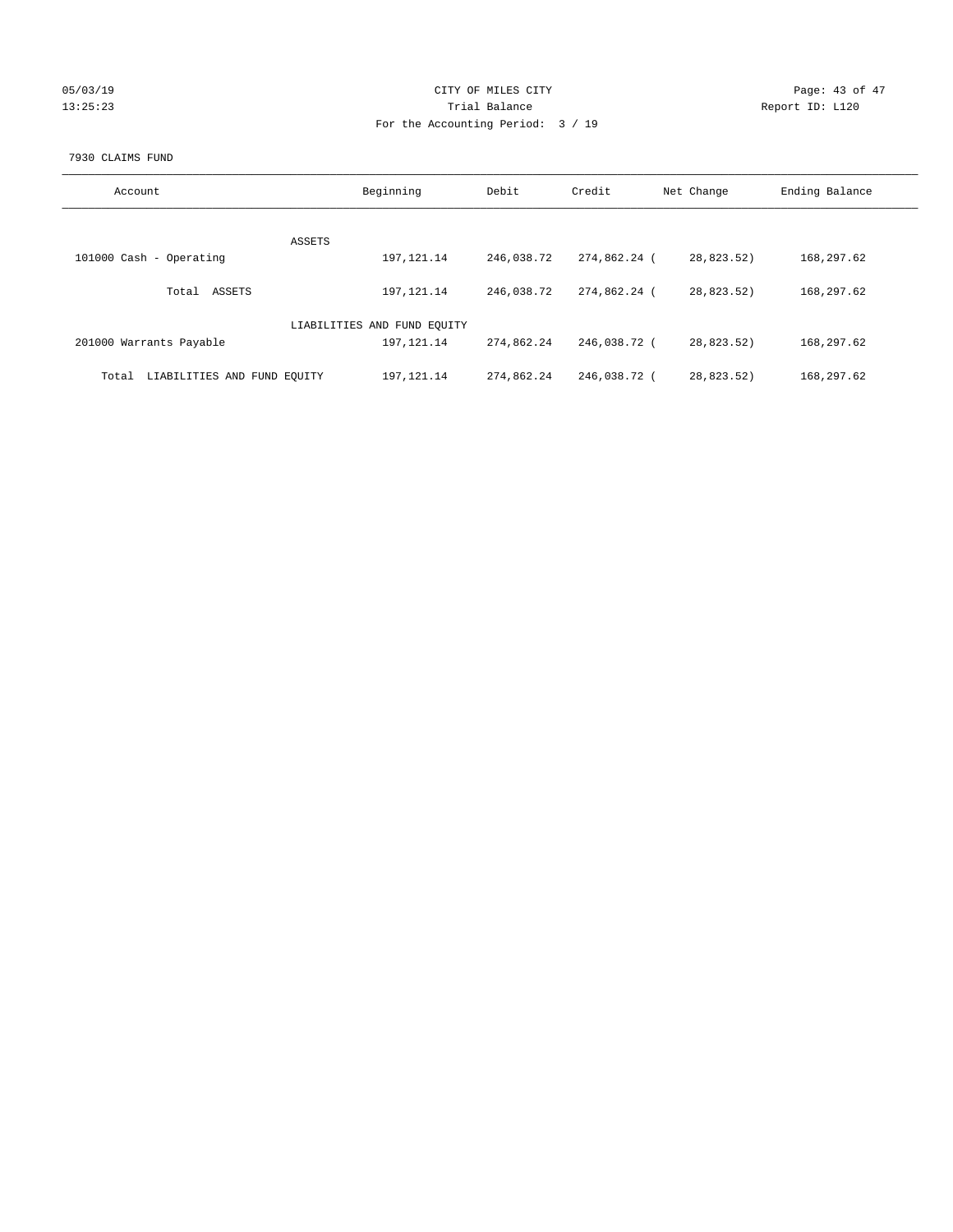CITY OF MILES CITY
Trial Balance
For the Accounting Period: 3 / 19

05/03/19
13:25:23

Report ID: L120

7930 CLAIMS FUND

| Account | Beginning | Debit | Credit | Net Change | Ending Balance |
|---|---|---|---|---|---|
| ASSETS | | | | | |
| 101000 Cash - Operating | 197,121.14 | 246,038.72 | 274,862.24 | ( 28,823.52) | 168,297.62 |
| Total ASSETS | 197,121.14 | 246,038.72 | 274,862.24 | ( 28,823.52) | 168,297.62 |
| LIABILITIES AND FUND EQUITY | | | | | |
| 201000 Warrants Payable | 197,121.14 | 274,862.24 | 246,038.72 | ( 28,823.52) | 168,297.62 |
| Total LIABILITIES AND FUND EQUITY | 197,121.14 | 274,862.24 | 246,038.72 | ( 28,823.52) | 168,297.62 |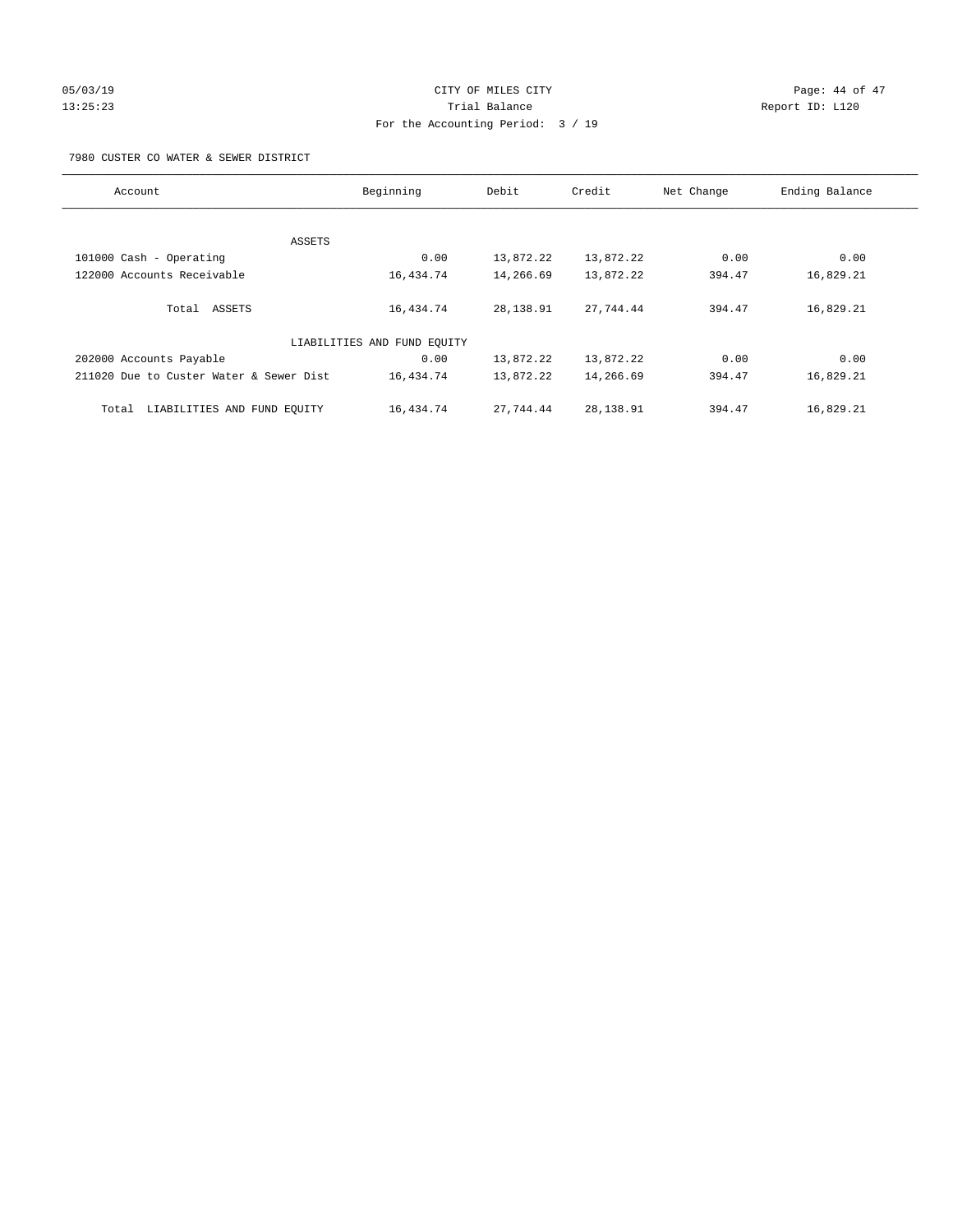CITY OF MILES CITY

Trial Balance

For the Accounting Period: 3 / 19

05/03/19
13:25:23

Report ID: L120

7980 CUSTER CO WATER & SEWER DISTRICT

| Account | Beginning | Debit | Credit | Net Change | Ending Balance |
|---|---|---|---|---|---|
| ASSETS | | | | | |
| 101000 Cash - Operating | 0.00 | 13,872.22 | 13,872.22 | 0.00 | 0.00 |
| 122000 Accounts Receivable | 16,434.74 | 14,266.69 | 13,872.22 | 394.47 | 16,829.21 |
| Total ASSETS | 16,434.74 | 28,138.91 | 27,744.44 | 394.47 | 16,829.21 |
| LIABILITIES AND FUND EQUITY | | | | | |
| 202000 Accounts Payable | 0.00 | 13,872.22 | 13,872.22 | 0.00 | 0.00 |
| 211020 Due to Custer Water & Sewer Dist | 16,434.74 | 13,872.22 | 14,266.69 | 394.47 | 16,829.21 |
| Total LIABILITIES AND FUND EQUITY | 16,434.74 | 27,744.44 | 28,138.91 | 394.47 | 16,829.21 |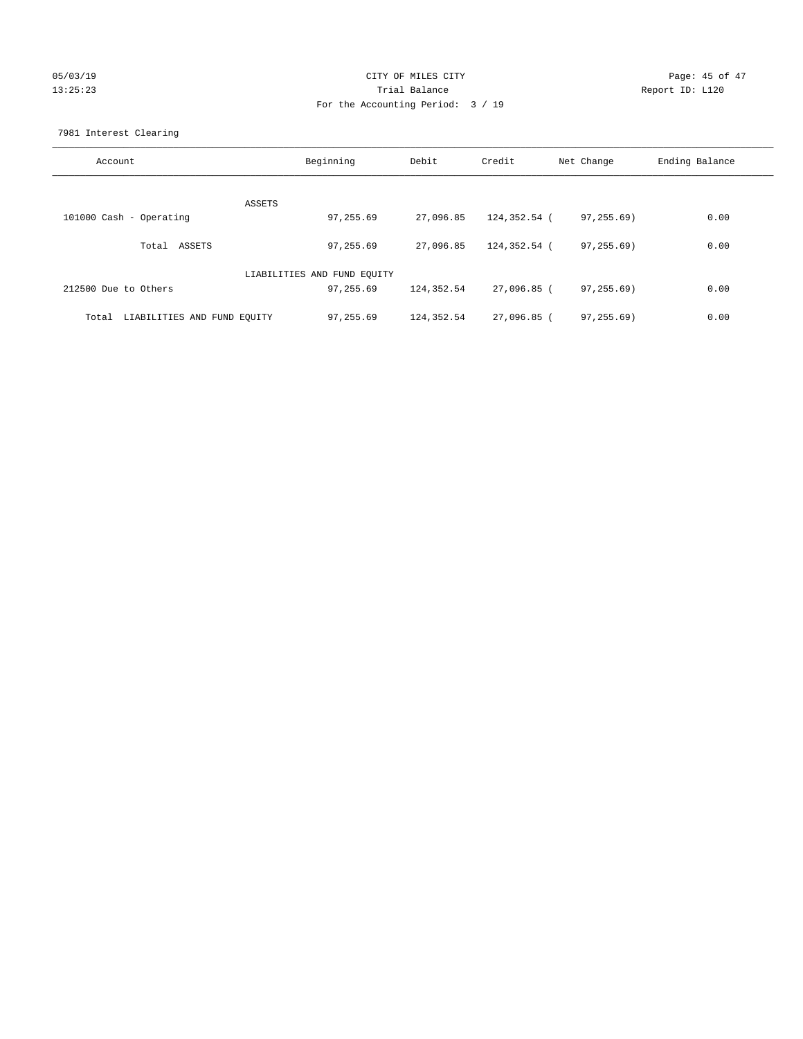05/03/19 CITY OF MILES CITY
13:25:23 Trial Balance Report ID: L120
For the Accounting Period: 3 / 19

7981 Interest Clearing

| Account | Beginning | Debit | Credit | Net Change | Ending Balance |
|---|---|---|---|---|---|
| ASSETS | | | | | |
| 101000 Cash - Operating | 97,255.69 | 27,096.85 | 124,352.54 | ( 97,255.69) | 0.00 |
| Total ASSETS | 97,255.69 | 27,096.85 | 124,352.54 | ( 97,255.69) | 0.00 |
| LIABILITIES AND FUND EQUITY | | | | | |
| 212500 Due to Others | 97,255.69 | 124,352.54 | 27,096.85 | ( 97,255.69) | 0.00 |
| Total LIABILITIES AND FUND EQUITY | 97,255.69 | 124,352.54 | 27,096.85 | ( 97,255.69) | 0.00 |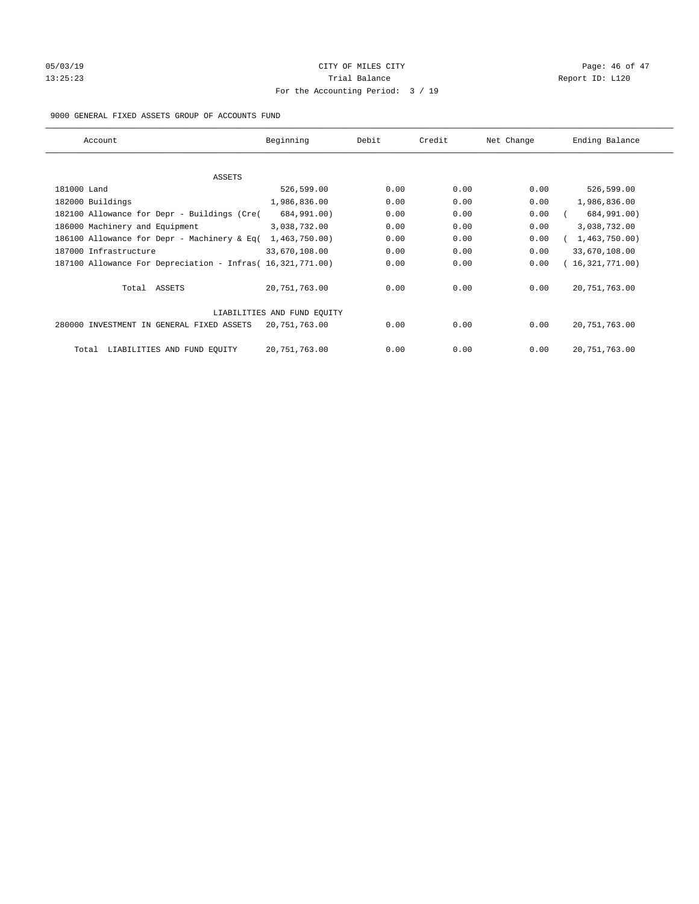CITY OF MILES CITY

Trial Balance

For the Accounting Period: 3 / 19

05/03/19
13:25:23

Report ID: L120

9000 GENERAL FIXED ASSETS GROUP OF ACCOUNTS FUND

| Account | Beginning | Debit | Credit | Net Change | Ending Balance |
|---|---|---|---|---|---|
| ASSETS | | | | | |
| 181000 Land | 526,599.00 | 0.00 | 0.00 | 0.00 | 526,599.00 |
| 182000 Buildings | 1,986,836.00 | 0.00 | 0.00 | 0.00 | 1,986,836.00 |
| 182100 Allowance for Depr - Buildings (Cre( | 684,991.00) | 0.00 | 0.00 | 0.00 | ( 684,991.00) |
| 186000 Machinery and Equipment | 3,038,732.00 | 0.00 | 0.00 | 0.00 | 3,038,732.00 |
| 186100 Allowance for Depr - Machinery & Eq( | 1,463,750.00) | 0.00 | 0.00 | 0.00 | ( 1,463,750.00) |
| 187000 Infrastructure | 33,670,108.00 | 0.00 | 0.00 | 0.00 | 33,670,108.00 |
| 187100 Allowance For Depreciation - Infras( | 16,321,771.00) | 0.00 | 0.00 | 0.00 | ( 16,321,771.00) |
| Total ASSETS | 20,751,763.00 | 0.00 | 0.00 | 0.00 | 20,751,763.00 |
| LIABILITIES AND FUND EQUITY | | | | | |
| 280000 INVESTMENT IN GENERAL FIXED ASSETS | 20,751,763.00 | 0.00 | 0.00 | 0.00 | 20,751,763.00 |
| Total LIABILITIES AND FUND EQUITY | 20,751,763.00 | 0.00 | 0.00 | 0.00 | 20,751,763.00 |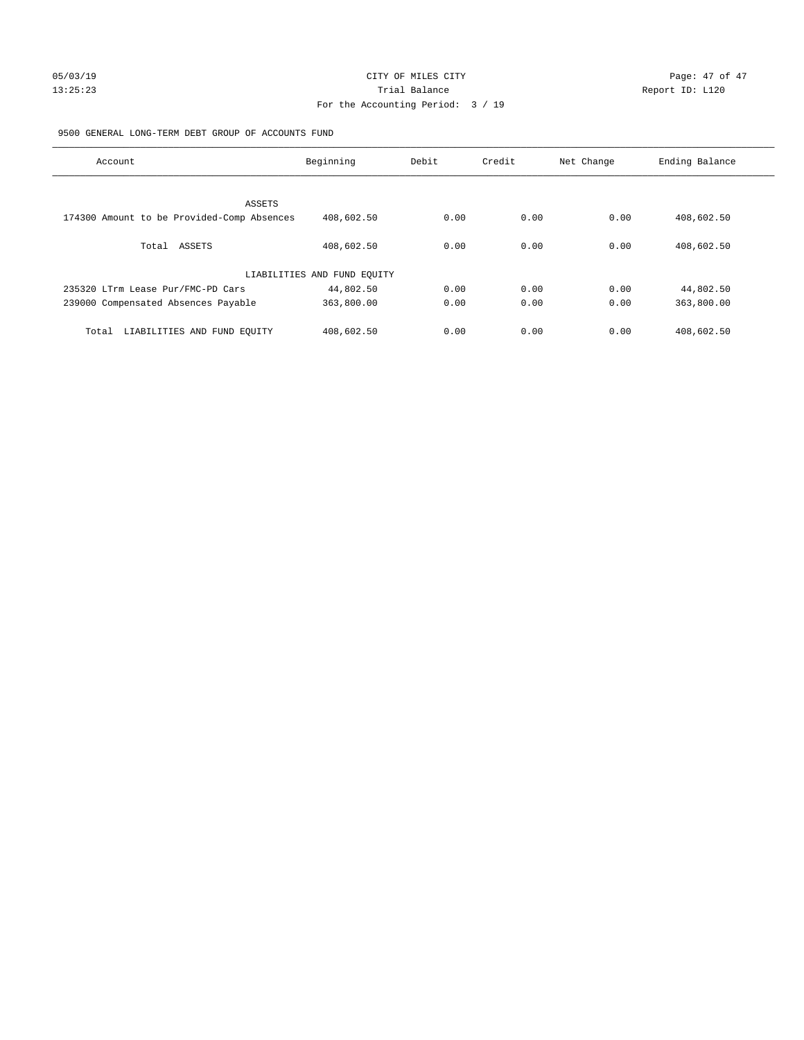CITY OF MILES CITY
Trial Balance
For the Accounting Period: 3 / 19

05/03/19
13:25:23

Report ID: L120

9500 GENERAL LONG-TERM DEBT GROUP OF ACCOUNTS FUND

| Account | Beginning | Debit | Credit | Net Change | Ending Balance |
|---|---|---|---|---|---|
| ASSETS | | | | | |
| 174300 Amount to be Provided-Comp Absences | 408,602.50 | 0.00 | 0.00 | 0.00 | 408,602.50 |
| Total ASSETS | 408,602.50 | 0.00 | 0.00 | 0.00 | 408,602.50 |
| LIABILITIES AND FUND EQUITY | | | | | |
| 235320 LTrm Lease Pur/FMC-PD Cars | 44,802.50 | 0.00 | 0.00 | 0.00 | 44,802.50 |
| 239000 Compensated Absences Payable | 363,800.00 | 0.00 | 0.00 | 0.00 | 363,800.00 |
| Total LIABILITIES AND FUND EQUITY | 408,602.50 | 0.00 | 0.00 | 0.00 | 408,602.50 |